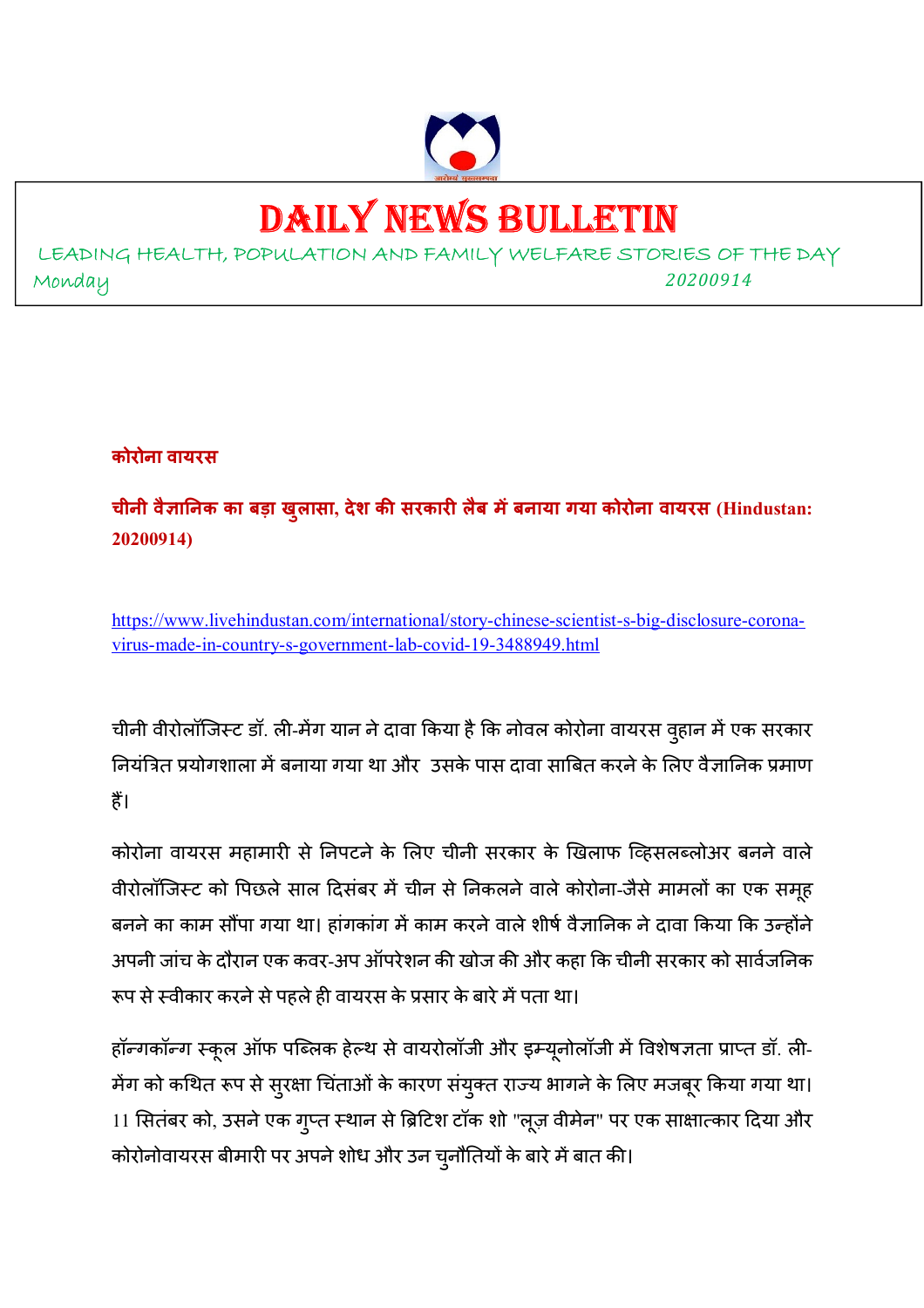# DAILY NEWS BULLETIN

LEADING HEALTH, POPULATION AND FAMILY WELFARE STORIES OF THE DAY

Monday 20200914

## कोरोना वायरस

### चीनी वैज्ञानिक का बड़ा खुलासा, देश की सरकारी लैब में बनाया गया कोरोना वायरस (Hindustan: 20200914)

https://www.livehindustan.com/international/story-chinese-scientist-s-big-disclosure-corona-virus-made-in-country-s-government-lab-covid-19-3488949.html

चीनी वीरोलॉजिस्ट डॉ. ली-मेंग यान ने दावा किया है कि नोवल कोरोना वायरस वुहान में एक सरकार नियंत्रित प्रयोगशाला में बनाया गया था और उसके पास दावा साबित करने के लिए वैज्ञानिक प्रमाण हैं।

कोरोना वायरस महामारी से निपटने के लिए चीनी सरकार के खिलाफ व्हिसलब्लोअर बनने वाले वीरोलॉजिस्ट को पिछले साल दिसंबर में चीन से निकलने वाले कोरोना-जैसे मामलों का एक समूह बनने का काम सौंपा गया था। हांगकांग में काम करने वाले शीर्ष वैज्ञानिक ने दावा किया कि उन्होंने अपनी जांच के दौरान एक कवर-अप ऑपरेशन की खोज की और कहा कि चीनी सरकार को सार्वजनिक रूप से स्वीकार करने से पहले ही वायरस के प्रसार के बारे में पता था।

हॉन्गकॉन्ग स्कूल ऑफ पब्लिक हेल्थ से वायरोलॉजी और इम्यूनोलॉजी में विशेषज्ञता प्राप्त डॉ. ली-मेंग को कथित रूप से सुरक्षा चिंताओं के कारण संयुक्त राज्य भागने के लिए मजबूर किया गया था। 11 सितंबर को, उसने एक गुप्त स्थान से ब्रिटिश टॉक शो "लूज़ वीमेन" पर एक साक्षात्कार दिया और कोरोनोवायरस बीमारी पर अपने शोध और उन चुनौतियों के बारे में बात की।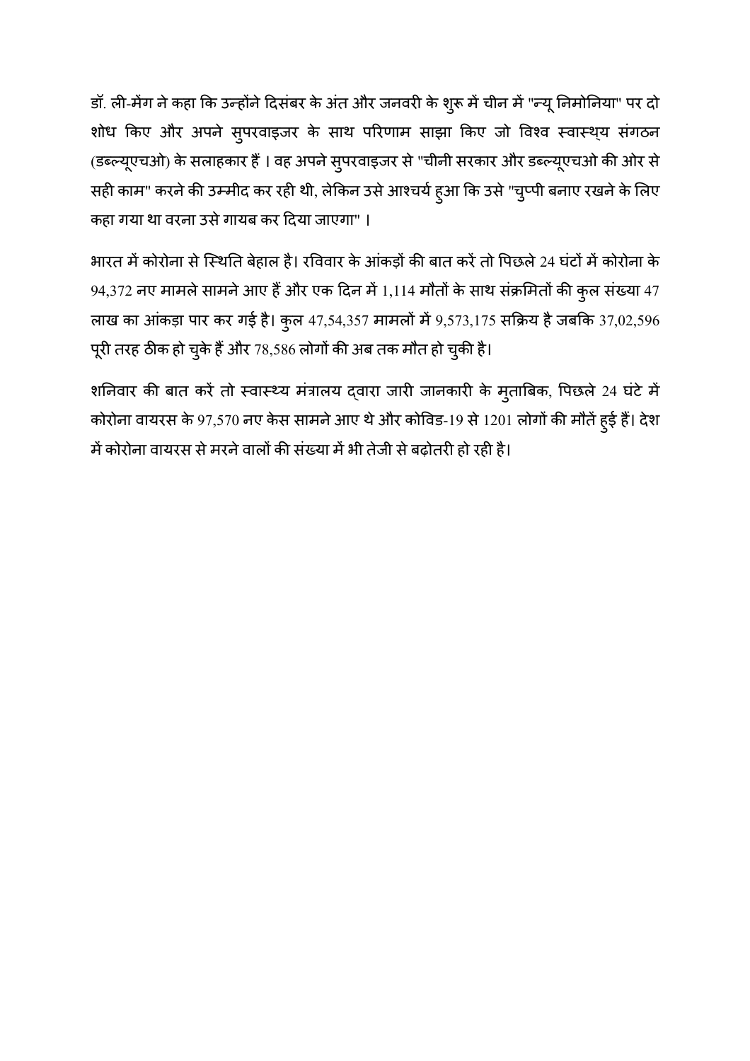डॉ. ली-मेंग ने कहा कि उन्होंने दिसंबर के अंत और जनवरी के शुरू में चीन में "न्यू निमोनिया" पर दो शोध किए और अपने सुपरवाइजर के साथ परिणाम साझा किए जो विश्व स्वास्थ्य संगठन (डब्ल्यूएचओ) के सलाहकार हैं । वह अपने सुपरवाइजर से "चीनी सरकार और डब्ल्यूएचओ की ओर से सही काम" करने की उम्मीद कर रही थी, लेकिन उसे आश्चर्य हुआ कि उसे "चुप्पी बनाए रखने के लिए कहा गया था वरना उसे गायब कर दिया जाएगा" ।

भारत में कोरोना से स्थिति बेहाल है। रविवार के आंकड़ों की बात करें तो पिछले 24 घंटों में कोरोना के 94,372 नए मामले सामने आए हैं और एक दिन में 1,114 मौतों के साथ संक्रमितों की कुल संख्या 47 लाख का आंकड़ा पार कर गई है। कुल 47,54,357 मामलों में 9,573,175 सक्रिय है जबकि 37,02,596 पूरी तरह ठीक हो चुके हैं और 78,586 लोगों की अब तक मौत हो चुकी है।

शनिवार की बात करें तो स्वास्थ्य मंत्रालय द्वारा जारी जानकारी के मुताबिक, पिछले 24 घंटे में कोरोना वायरस के 97,570 नए केस सामने आए थे और कोविड-19 से 1201 लोगों की मौतें हुई हैं। देश में कोरोना वायरस से मरने वालों की संख्या में भी तेजी से बढ़ोतरी हो रही है।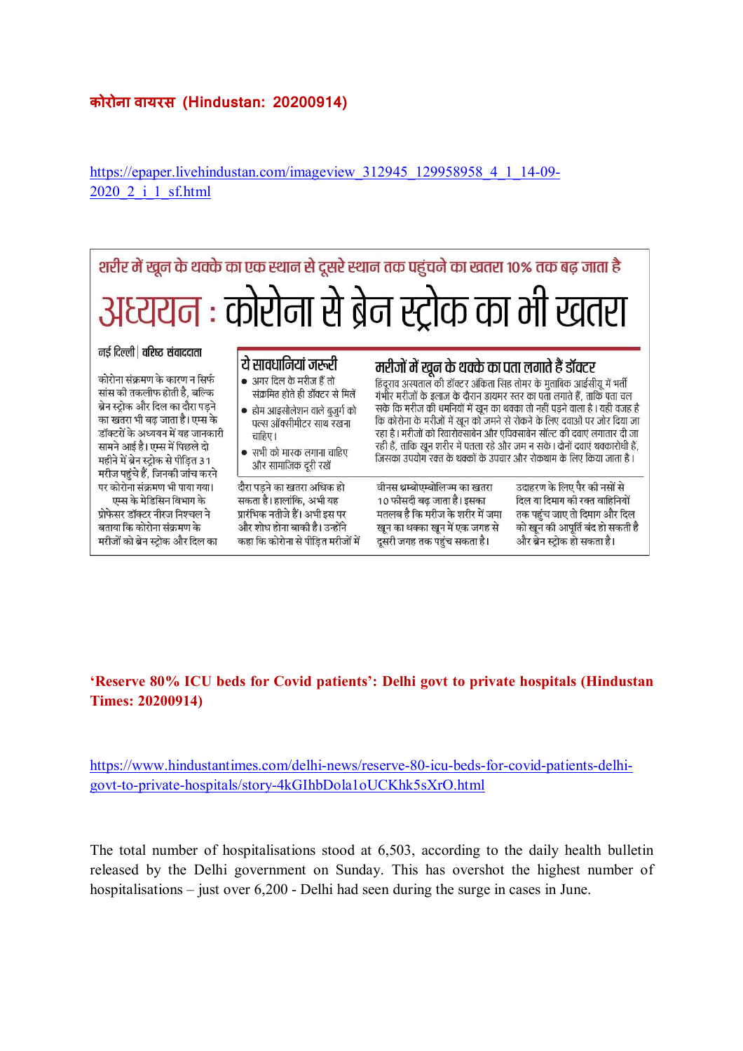**कोरोना वायरस (Hindustan: 20200914)**

https://epaper.livehindustan.com/imageview_312945_129958958_4_1_14-09-2020_2_i_1_sf.html

शरीर में खून के थक्के का एक स्थान से दूसरे स्थान तक पहुंचने का खतरा 10% तक बढ़ जाता है

# अध्ययन : कोरोना से ब्रेन स्ट्रोक का भी खतरा

नई दिल्ली | वरिष्ठ संवाददाता

कोरोना संक्रमण के कारण न सिर्फ सांस की तकलीफ होती है, बल्कि ब्रेन स्ट्रोक और दिल का दौरा पड़ने का खतरा भी बढ़ जाता है। एम्स के डॉक्टरों के अध्ययन में यह जानकारी सामने आई है। एम्स में पिछले दो महीने में ब्रेन स्ट्रोक से पीड़ित 31 मरीज पहुंचे हैं, जिनकी जांच करने पर कोरोना संक्रमण भी पाया गया।

एम्स के मेडिसिन विभाग के प्रोफेसर डॉक्टर नीरज निश्चल ने बताया कि कोरोना संक्रमण के मरीजों को ब्रेन स्ट्रोक और दिल का दौरा पड़ने का खतरा अधिक हो सकता है। हालांकि, अभी यह प्रारंभिक नतीजे हैं। अभी इस पर और शोध होना बाकी है। उन्होंने कहा कि कोरोना से पीड़ित मरीजों में वीनस थ्रम्बोएम्बोलिज्म का खतरा 10 फीसदी बढ़ जाता है। इसका मतलब है कि मरीज के शरीर में जमा खून का थक्का खून में एक जगह से दूसरी जगह तक पहुंच सकता है। उदाहरण के लिए पैर की नसों से दिल या दिमाग की रक्त वाहिनियों तक पहुंच जाए तो दिमाग और दिल को खून की आपूर्ति बंद हो सकती है और ब्रेन स्ट्रोक हो सकता है।

### ये सावधानियां जरूरी

- अगर दिल के मरीज हैं तो संक्रमित होते ही डॉक्टर से मिलें
- होम आइसोलेशन वाले बुजुर्ग को पल्स ऑक्सीमीटर साथ रखना चाहिए।
- सभी को मास्क लगाना चाहिए और सामाजिक दूरी रखें

### मरीजों में खून के थक्के का पता लगाते हैं डॉक्टर

हिंदूराव अस्पताल की डॉक्टर अंकिता सिंह तोमर के मुताबिक आईसीयू में भर्ती गंभीर मरीजों के इलाज के दौरान डायमर स्तर का पता लगाते हैं, ताकि पता चल सके कि मरीज की धमनियों में खून का थक्का तो नहीं पड़ने वाला है। यही वजह है कि कोरोना के मरीजों में खून को जमने से रोकने के लिए दवाओं पर जोर दिया जा रहा है। मरीजों को रिवारोक्साबेन और एपिक्साबेन सॉल्ट की दवाएं लगातार दी जा रही हैं, ताकि खून शरीर में पतला रहे और जम न सके। दोनों दवाएं थक्कारोधी है, जिसका उपयोग रक्त के थक्कों के उपचार और रोकथाम के लिए किया जाता है।

**'Reserve 80% ICU beds for Covid patients': Delhi govt to private hospitals (Hindustan Times: 20200914)**

https://www.hindustantimes.com/delhi-news/reserve-80-icu-beds-for-covid-patients-delhi-govt-to-private-hospitals/story-4kGIhbDola1oUCKhk5sXrO.html

The total number of hospitalisations stood at 6,503, according to the daily health bulletin released by the Delhi government on Sunday. This has overshot the highest number of hospitalisations – just over 6,200 - Delhi had seen during the surge in cases in June.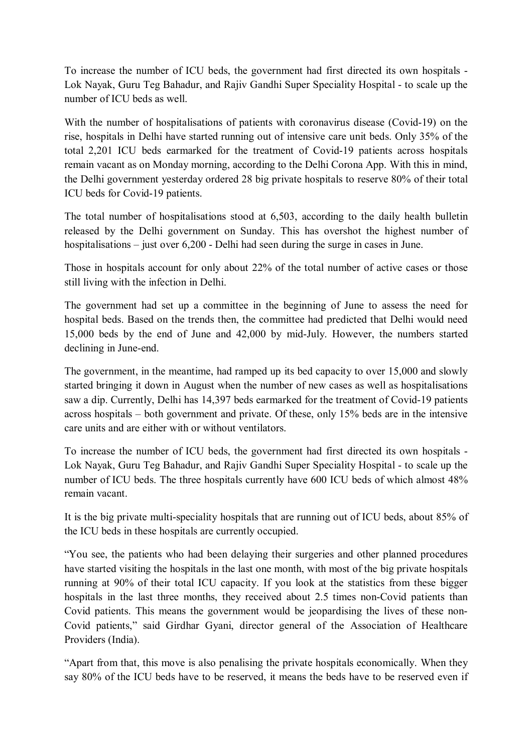To increase the number of ICU beds, the government had first directed its own hospitals - Lok Nayak, Guru Teg Bahadur, and Rajiv Gandhi Super Speciality Hospital - to scale up the number of ICU beds as well.

With the number of hospitalisations of patients with coronavirus disease (Covid-19) on the rise, hospitals in Delhi have started running out of intensive care unit beds. Only 35% of the total 2,201 ICU beds earmarked for the treatment of Covid-19 patients across hospitals remain vacant as on Monday morning, according to the Delhi Corona App. With this in mind, the Delhi government yesterday ordered 28 big private hospitals to reserve 80% of their total ICU beds for Covid-19 patients.

The total number of hospitalisations stood at 6,503, according to the daily health bulletin released by the Delhi government on Sunday. This has overshot the highest number of hospitalisations – just over 6,200 - Delhi had seen during the surge in cases in June.

Those in hospitals account for only about 22% of the total number of active cases or those still living with the infection in Delhi.

The government had set up a committee in the beginning of June to assess the need for hospital beds. Based on the trends then, the committee had predicted that Delhi would need 15,000 beds by the end of June and 42,000 by mid-July. However, the numbers started declining in June-end.

The government, in the meantime, had ramped up its bed capacity to over 15,000 and slowly started bringing it down in August when the number of new cases as well as hospitalisations saw a dip. Currently, Delhi has 14,397 beds earmarked for the treatment of Covid-19 patients across hospitals – both government and private. Of these, only 15% beds are in the intensive care units and are either with or without ventilators.

To increase the number of ICU beds, the government had first directed its own hospitals - Lok Nayak, Guru Teg Bahadur, and Rajiv Gandhi Super Speciality Hospital - to scale up the number of ICU beds. The three hospitals currently have 600 ICU beds of which almost 48% remain vacant.

It is the big private multi-speciality hospitals that are running out of ICU beds, about 85% of the ICU beds in these hospitals are currently occupied.

"You see, the patients who had been delaying their surgeries and other planned procedures have started visiting the hospitals in the last one month, with most of the big private hospitals running at 90% of their total ICU capacity. If you look at the statistics from these bigger hospitals in the last three months, they received about 2.5 times non-Covid patients than Covid patients. This means the government would be jeopardising the lives of these non-Covid patients," said Girdhar Gyani, director general of the Association of Healthcare Providers (India).

"Apart from that, this move is also penalising the private hospitals economically. When they say 80% of the ICU beds have to be reserved, it means the beds have to be reserved even if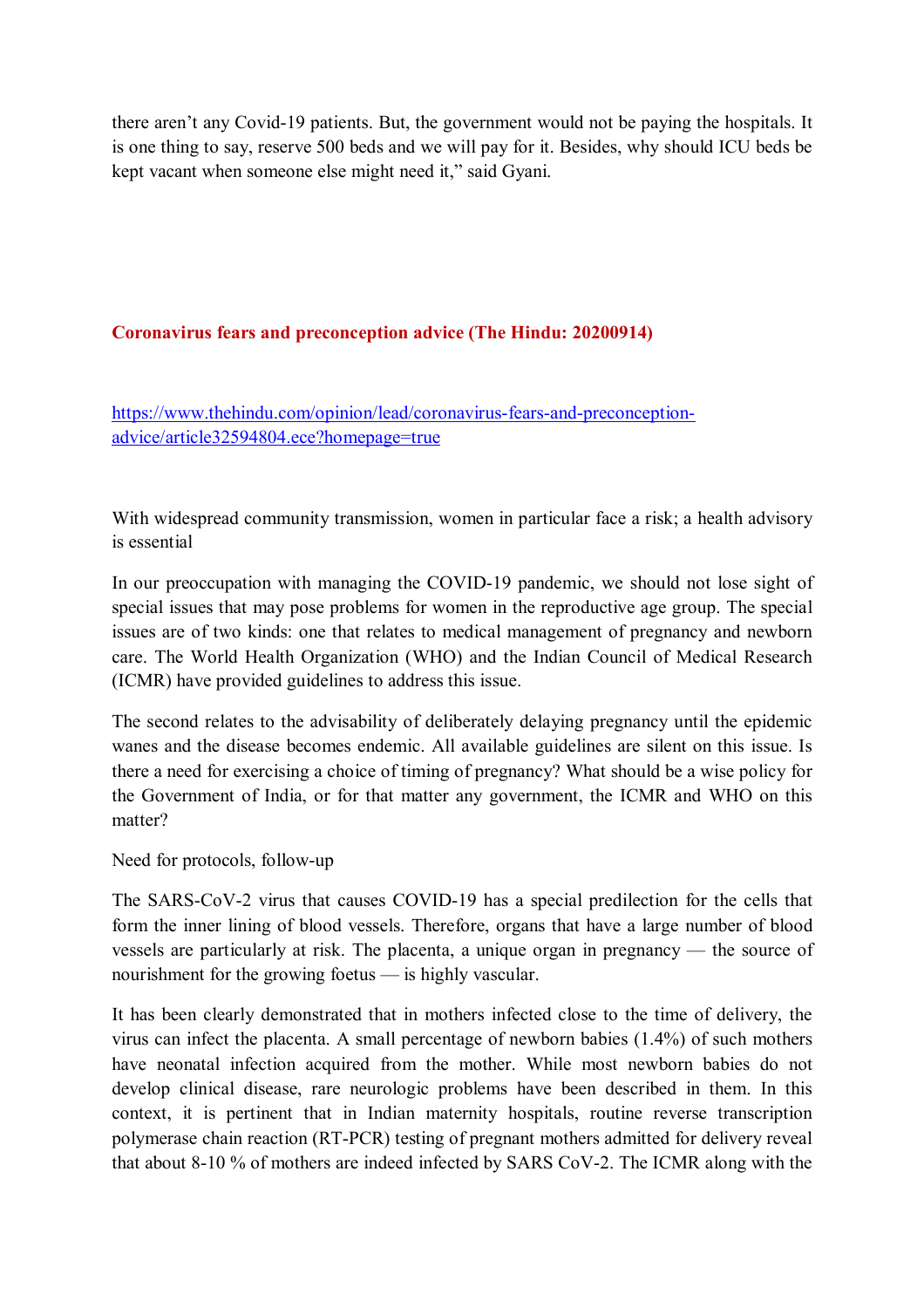there aren't any Covid-19 patients. But, the government would not be paying the hospitals. It is one thing to say, reserve 500 beds and we will pay for it. Besides, why should ICU beds be kept vacant when someone else might need it," said Gyani.

## Coronavirus fears and preconception advice (The Hindu: 20200914)

https://www.thehindu.com/opinion/lead/coronavirus-fears-and-preconception-advice/article32594804.ece?homepage=true

With widespread community transmission, women in particular face a risk; a health advisory is essential

In our preoccupation with managing the COVID-19 pandemic, we should not lose sight of special issues that may pose problems for women in the reproductive age group. The special issues are of two kinds: one that relates to medical management of pregnancy and newborn care. The World Health Organization (WHO) and the Indian Council of Medical Research (ICMR) have provided guidelines to address this issue.

The second relates to the advisability of deliberately delaying pregnancy until the epidemic wanes and the disease becomes endemic. All available guidelines are silent on this issue. Is there a need for exercising a choice of timing of pregnancy? What should be a wise policy for the Government of India, or for that matter any government, the ICMR and WHO on this matter?

Need for protocols, follow-up

The SARS-CoV-2 virus that causes COVID-19 has a special predilection for the cells that form the inner lining of blood vessels. Therefore, organs that have a large number of blood vessels are particularly at risk. The placenta, a unique organ in pregnancy — the source of nourishment for the growing foetus — is highly vascular.

It has been clearly demonstrated that in mothers infected close to the time of delivery, the virus can infect the placenta. A small percentage of newborn babies (1.4%) of such mothers have neonatal infection acquired from the mother. While most newborn babies do not develop clinical disease, rare neurologic problems have been described in them. In this context, it is pertinent that in Indian maternity hospitals, routine reverse transcription polymerase chain reaction (RT-PCR) testing of pregnant mothers admitted for delivery reveal that about 8-10 % of mothers are indeed infected by SARS CoV-2. The ICMR along with the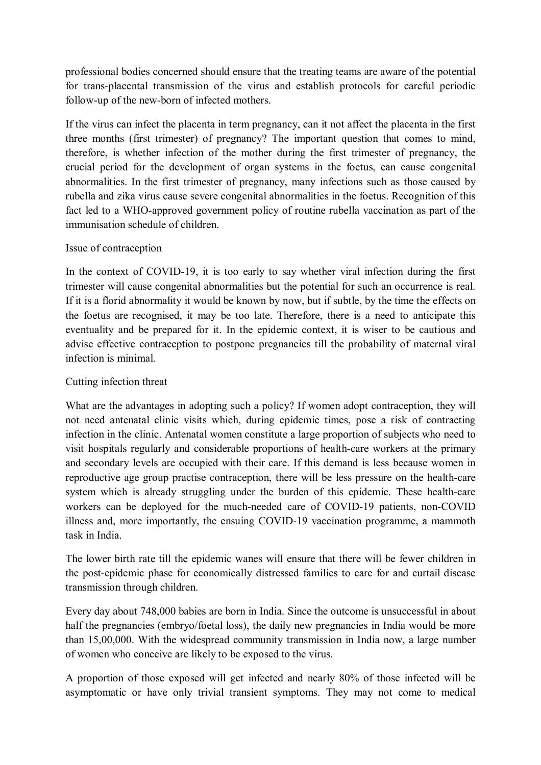professional bodies concerned should ensure that the treating teams are aware of the potential for trans-placental transmission of the virus and establish protocols for careful periodic follow-up of the new-born of infected mothers.

If the virus can infect the placenta in term pregnancy, can it not affect the placenta in the first three months (first trimester) of pregnancy? The important question that comes to mind, therefore, is whether infection of the mother during the first trimester of pregnancy, the crucial period for the development of organ systems in the foetus, can cause congenital abnormalities. In the first trimester of pregnancy, many infections such as those caused by rubella and zika virus cause severe congenital abnormalities in the foetus. Recognition of this fact led to a WHO-approved government policy of routine rubella vaccination as part of the immunisation schedule of children.

Issue of contraception

In the context of COVID-19, it is too early to say whether viral infection during the first trimester will cause congenital abnormalities but the potential for such an occurrence is real. If it is a florid abnormality it would be known by now, but if subtle, by the time the effects on the foetus are recognised, it may be too late. Therefore, there is a need to anticipate this eventuality and be prepared for it. In the epidemic context, it is wiser to be cautious and advise effective contraception to postpone pregnancies till the probability of maternal viral infection is minimal.

Cutting infection threat

What are the advantages in adopting such a policy? If women adopt contraception, they will not need antenatal clinic visits which, during epidemic times, pose a risk of contracting infection in the clinic. Antenatal women constitute a large proportion of subjects who need to visit hospitals regularly and considerable proportions of health-care workers at the primary and secondary levels are occupied with their care. If this demand is less because women in reproductive age group practise contraception, there will be less pressure on the health-care system which is already struggling under the burden of this epidemic. These health-care workers can be deployed for the much-needed care of COVID-19 patients, non-COVID illness and, more importantly, the ensuing COVID-19 vaccination programme, a mammoth task in India.

The lower birth rate till the epidemic wanes will ensure that there will be fewer children in the post-epidemic phase for economically distressed families to care for and curtail disease transmission through children.

Every day about 748,000 babies are born in India. Since the outcome is unsuccessful in about half the pregnancies (embryo/foetal loss), the daily new pregnancies in India would be more than 15,00,000. With the widespread community transmission in India now, a large number of women who conceive are likely to be exposed to the virus.

A proportion of those exposed will get infected and nearly 80% of those infected will be asymptomatic or have only trivial transient symptoms. They may not come to medical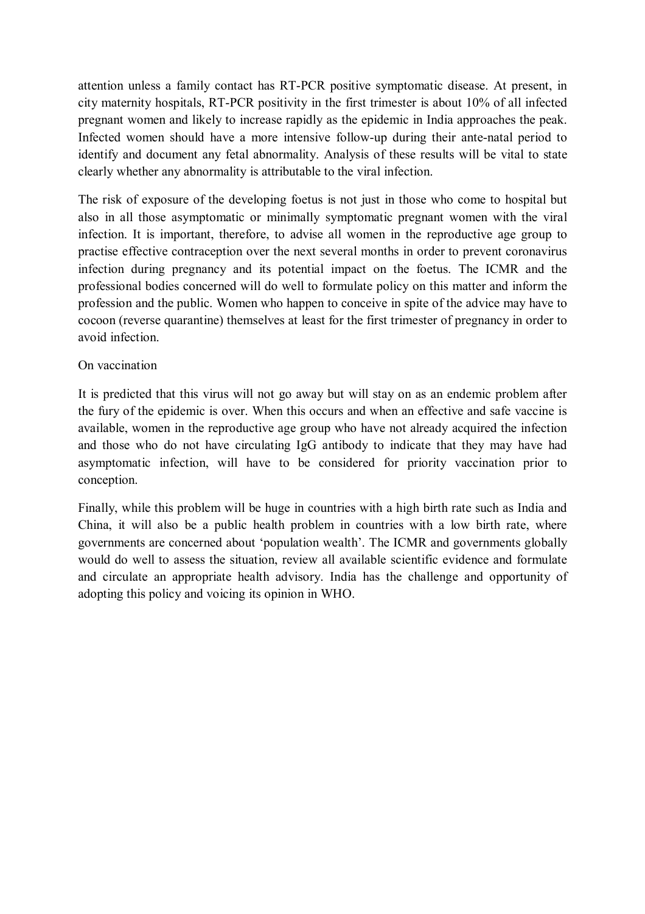attention unless a family contact has RT-PCR positive symptomatic disease. At present, in city maternity hospitals, RT-PCR positivity in the first trimester is about 10% of all infected pregnant women and likely to increase rapidly as the epidemic in India approaches the peak. Infected women should have a more intensive follow-up during their ante-natal period to identify and document any fetal abnormality. Analysis of these results will be vital to state clearly whether any abnormality is attributable to the viral infection.

The risk of exposure of the developing foetus is not just in those who come to hospital but also in all those asymptomatic or minimally symptomatic pregnant women with the viral infection. It is important, therefore, to advise all women in the reproductive age group to practise effective contraception over the next several months in order to prevent coronavirus infection during pregnancy and its potential impact on the foetus. The ICMR and the professional bodies concerned will do well to formulate policy on this matter and inform the profession and the public. Women who happen to conceive in spite of the advice may have to cocoon (reverse quarantine) themselves at least for the first trimester of pregnancy in order to avoid infection.

On vaccination

It is predicted that this virus will not go away but will stay on as an endemic problem after the fury of the epidemic is over. When this occurs and when an effective and safe vaccine is available, women in the reproductive age group who have not already acquired the infection and those who do not have circulating IgG antibody to indicate that they may have had asymptomatic infection, will have to be considered for priority vaccination prior to conception.

Finally, while this problem will be huge in countries with a high birth rate such as India and China, it will also be a public health problem in countries with a low birth rate, where governments are concerned about 'population wealth'. The ICMR and governments globally would do well to assess the situation, review all available scientific evidence and formulate and circulate an appropriate health advisory. India has the challenge and opportunity of adopting this policy and voicing its opinion in WHO.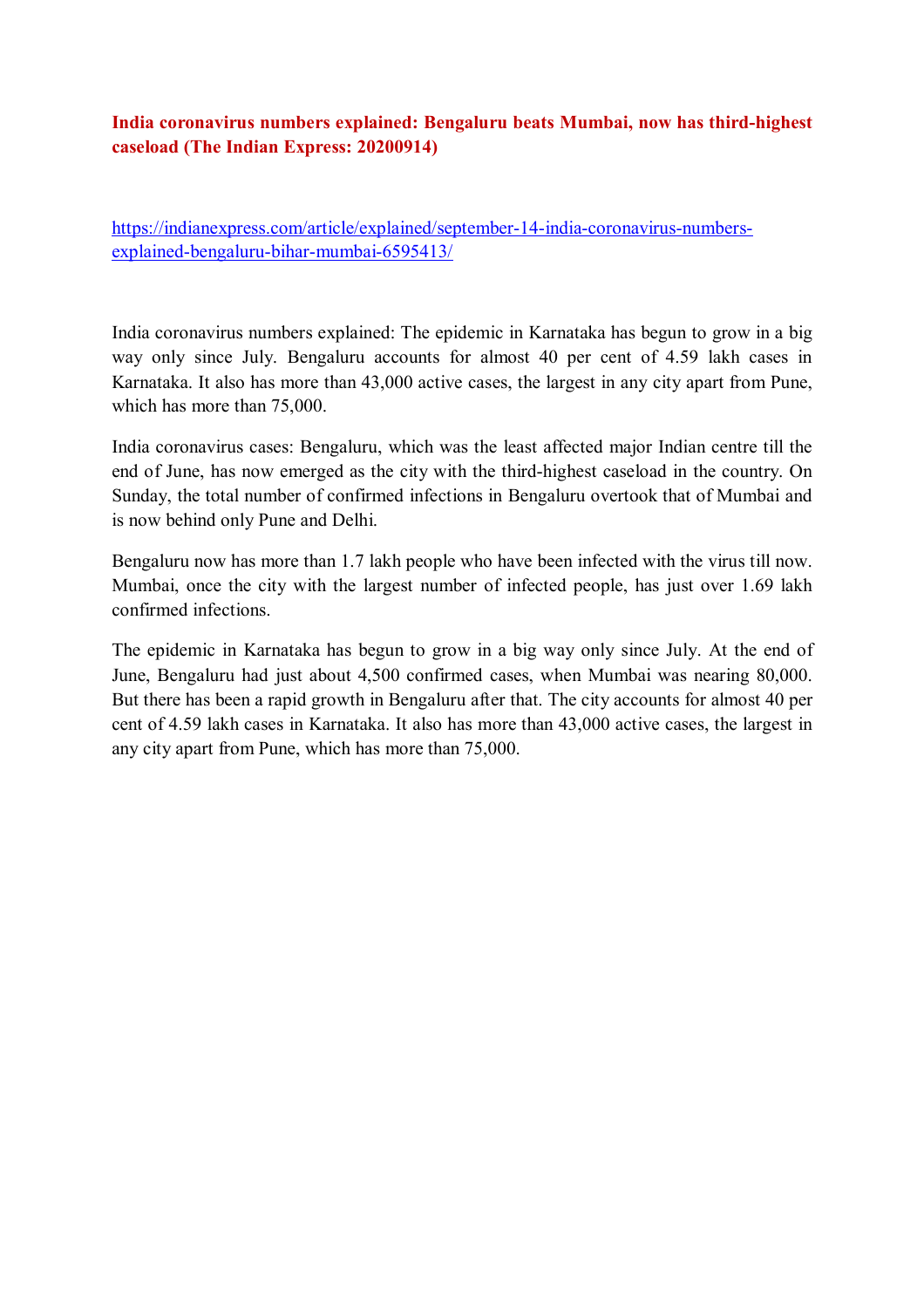**India coronavirus numbers explained: Bengaluru beats Mumbai, now has third-highest caseload (The Indian Express: 20200914)**

https://indianexpress.com/article/explained/september-14-india-coronavirus-numbers-explained-bengaluru-bihar-mumbai-6595413/

India coronavirus numbers explained: The epidemic in Karnataka has begun to grow in a big way only since July. Bengaluru accounts for almost 40 per cent of 4.59 lakh cases in Karnataka. It also has more than 43,000 active cases, the largest in any city apart from Pune, which has more than 75,000.

India coronavirus cases: Bengaluru, which was the least affected major Indian centre till the end of June, has now emerged as the city with the third-highest caseload in the country. On Sunday, the total number of confirmed infections in Bengaluru overtook that of Mumbai and is now behind only Pune and Delhi.

Bengaluru now has more than 1.7 lakh people who have been infected with the virus till now. Mumbai, once the city with the largest number of infected people, has just over 1.69 lakh confirmed infections.

The epidemic in Karnataka has begun to grow in a big way only since July. At the end of June, Bengaluru had just about 4,500 confirmed cases, when Mumbai was nearing 80,000. But there has been a rapid growth in Bengaluru after that. The city accounts for almost 40 per cent of 4.59 lakh cases in Karnataka. It also has more than 43,000 active cases, the largest in any city apart from Pune, which has more than 75,000.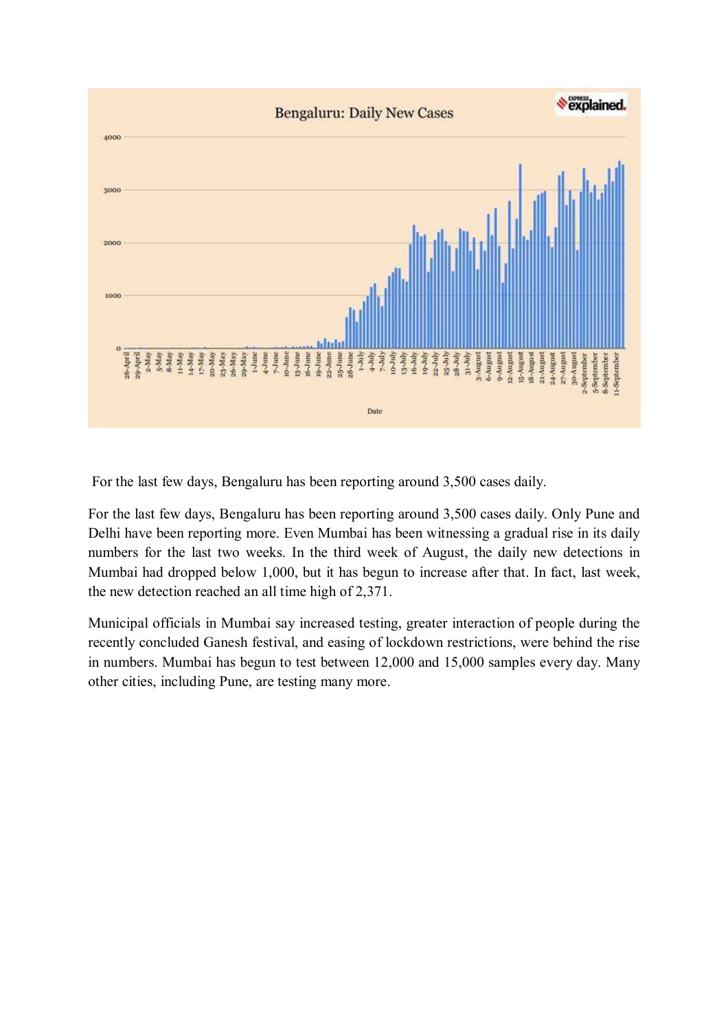For the last few days, Bengaluru has been reporting around 3,500 cases daily.

For the last few days, Bengaluru has been reporting around 3,500 cases daily. Only Pune and Delhi have been reporting more. Even Mumbai has been witnessing a gradual rise in its daily numbers for the last two weeks. In the third week of August, the daily new detections in Mumbai had dropped below 1,000, but it has begun to increase after that. In fact, last week, the new detection reached an all time high of 2,371.

Municipal officials in Mumbai say increased testing, greater interaction of people during the recently concluded Ganesh festival, and easing of lockdown restrictions, were behind the rise in numbers. Mumbai has begun to test between 12,000 and 15,000 samples every day. Many other cities, including Pune, are testing many more.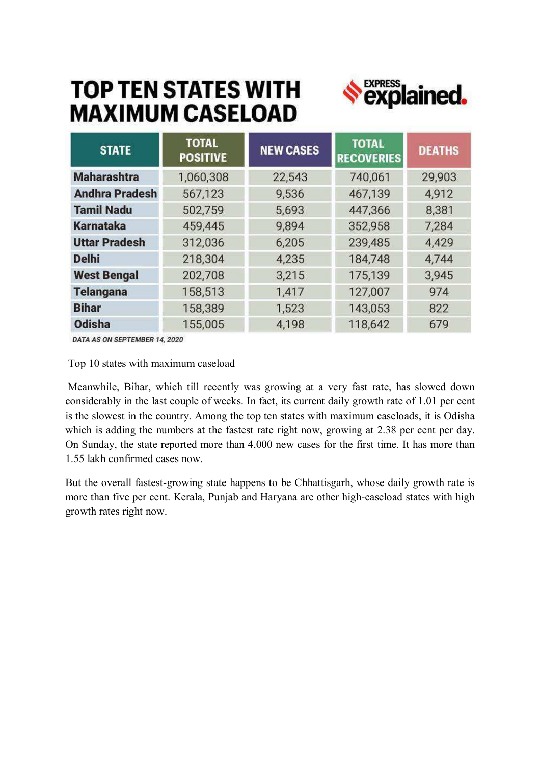# TOP TEN STATES WITH MAXIMUM CASELOAD

EXPRESS explained.

| STATE | TOTAL POSITIVE | NEW CASES | TOTAL RECOVERIES | DEATHS |
|---|---|---|---|---|
| Maharashtra | 1,060,308 | 22,543 | 740,061 | 29,903 |
| Andhra Pradesh | 567,123 | 9,536 | 467,139 | 4,912 |
| Tamil Nadu | 502,759 | 5,693 | 447,366 | 8,381 |
| Karnataka | 459,445 | 9,894 | 352,958 | 7,284 |
| Uttar Pradesh | 312,036 | 6,205 | 239,485 | 4,429 |
| Delhi | 218,304 | 4,235 | 184,748 | 4,744 |
| West Bengal | 202,708 | 3,215 | 175,139 | 3,945 |
| Telangana | 158,513 | 1,417 | 127,007 | 974 |
| Bihar | 158,389 | 1,523 | 143,053 | 822 |
| Odisha | 155,005 | 4,198 | 118,642 | 679 |

*DATA AS ON SEPTEMBER 14, 2020*

Top 10 states with maximum caseload

Meanwhile, Bihar, which till recently was growing at a very fast rate, has slowed down considerably in the last couple of weeks. In fact, its current daily growth rate of 1.01 per cent is the slowest in the country. Among the top ten states with maximum caseloads, it is Odisha which is adding the numbers at the fastest rate right now, growing at 2.38 per cent per day. On Sunday, the state reported more than 4,000 new cases for the first time. It has more than 1.55 lakh confirmed cases now.

But the overall fastest-growing state happens to be Chhattisgarh, whose daily growth rate is more than five per cent. Kerala, Punjab and Haryana are other high-caseload states with high growth rates right now.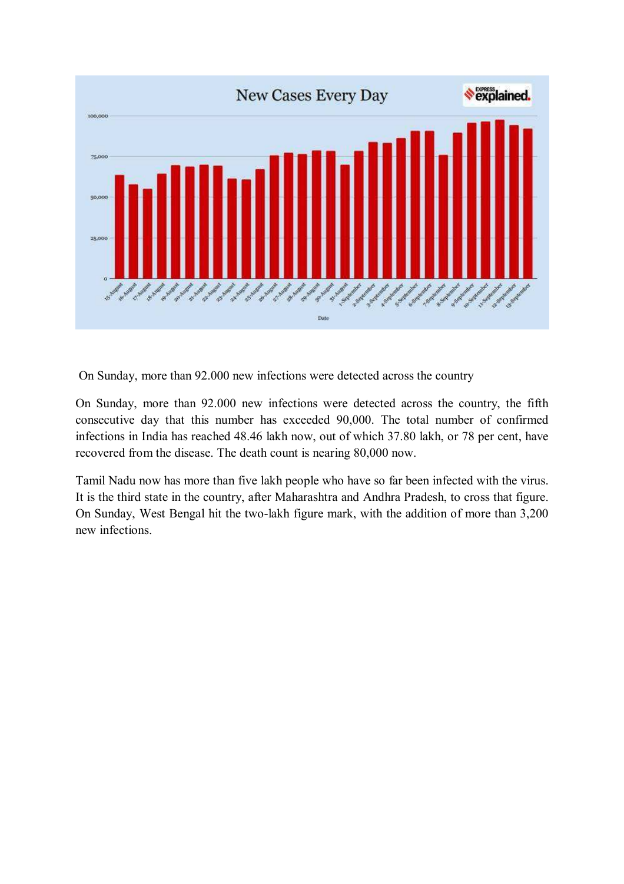On Sunday, more than 92.000 new infections were detected across the country

On Sunday, more than 92.000 new infections were detected across the country, the fifth consecutive day that this number has exceeded 90,000. The total number of confirmed infections in India has reached 48.46 lakh now, out of which 37.80 lakh, or 78 per cent, have recovered from the disease. The death count is nearing 80,000 now.

Tamil Nadu now has more than five lakh people who have so far been infected with the virus. It is the third state in the country, after Maharashtra and Andhra Pradesh, to cross that figure. On Sunday, West Bengal hit the two-lakh figure mark, with the addition of more than 3,200 new infections.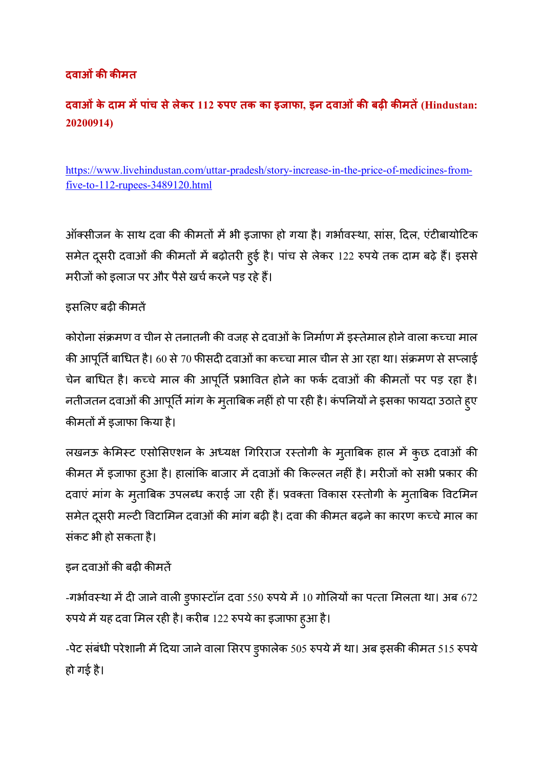**दवाओं की कीमत**

**दवाओं के दाम में पांच से लेकर 112 रुपए तक का इजाफा, इन दवाओं की बढ़ी कीमतें (Hindustan: 20200914)**

https://www.livehindustan.com/uttar-pradesh/story-increase-in-the-price-of-medicines-from-five-to-112-rupees-3489120.html

ऑक्सीजन के साथ दवा की कीमतों में भी इजाफा हो गया है। गर्भावस्था, सांस, दिल, एंटीबायोटिक समेत दूसरी दवाओं की कीमतों में बढ़ोतरी हुई है। पांच से लेकर 122 रुपये तक दाम बढ़े हैं। इससे मरीजों को इलाज पर और पैसे खर्च करने पड़ रहे हैं।

इसलिए बढ़ी कीमतें

कोरोना संक्रमण व चीन से तनातनी की वजह से दवाओं के निर्माण में इस्तेमाल होने वाला कच्चा माल की आपूर्ति बाधित है। 60 से 70 फीसदी दवाओं का कच्चा माल चीन से आ रहा था। संक्रमण से सप्लाई चेन बाधित है। कच्चे माल की आपूर्ति प्रभावित होने का फर्क दवाओं की कीमतों पर पड़ रहा है। नतीजतन दवाओं की आपूर्ति मांग के मुताबिक नहीं हो पा रही है। कंपनियों ने इसका फायदा उठाते हुए कीमतों में इजाफा किया है।

लखनऊ केमिस्ट एसोसिएशन के अध्यक्ष गिरिराज रस्तोगी के मुताबिक हाल में कुछ दवाओं की कीमत में इजाफा हुआ है। हालांकि बाजार में दवाओं की किल्लत नहीं है। मरीजों को सभी प्रकार की दवाएं मांग के मुताबिक उपलब्ध कराई जा रही हैं। प्रवक्ता विकास रस्तोगी के मुताबिक विटमिन समेत दूसरी मल्टी विटामिन दवाओं की मांग बढ़ी है। दवा की कीमत बढ़ने का कारण कच्चे माल का संकट भी हो सकता है।

इन दवाओं की बढ़ी कीमतें

-गर्भावस्था में दी जाने वाली डुफास्टॉन दवा 550 रुपये में 10 गोलियों का पत्ता मिलता था। अब 672 रुपये में यह दवा मिल रही है। करीब 122 रुपये का इजाफा हुआ है।

-पेट संबंधी परेशानी में दिया जाने वाला सिरप डुफालेक 505 रुपये में था। अब इसकी कीमत 515 रुपये हो गई है।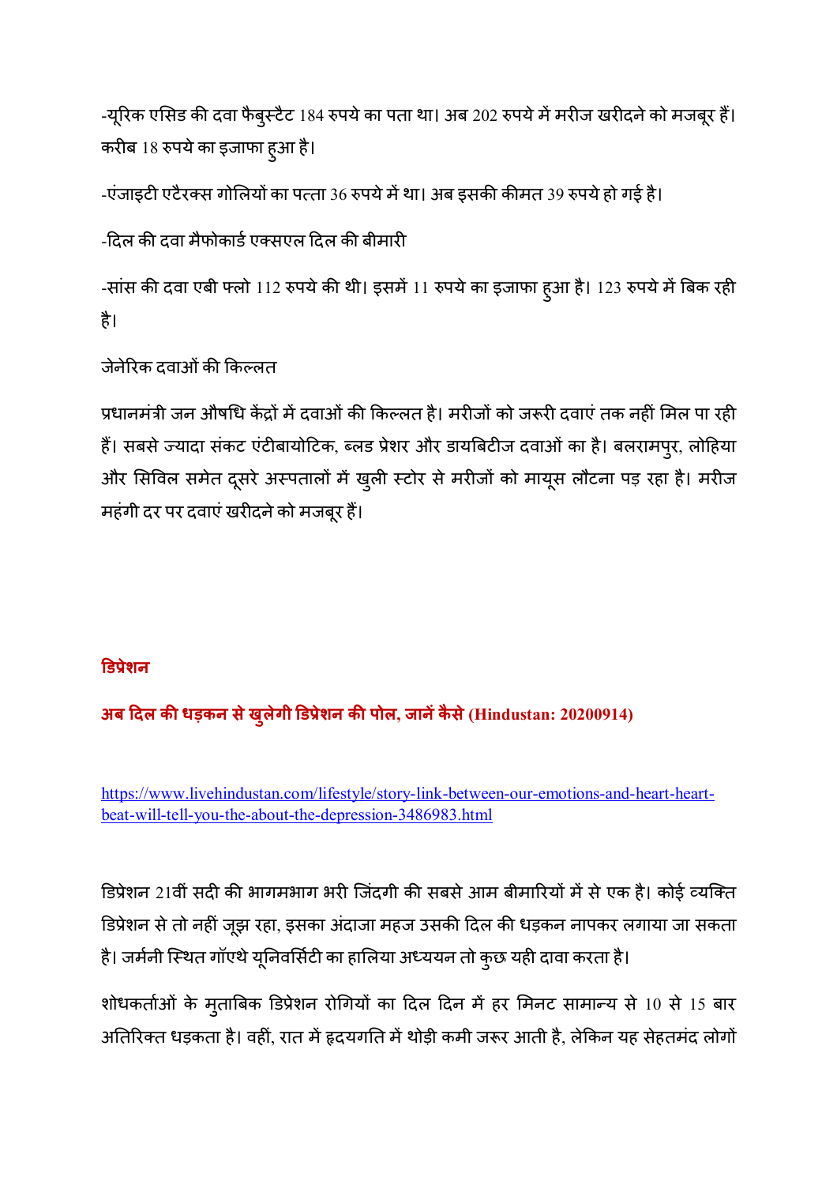-यूरिक एसिड की दवा फैबुस्टैट 184 रुपये का पता था। अब 202 रुपये में मरीज खरीदने को मजबूर हैं। करीब 18 रुपये का इजाफा हुआ है।

-एंजाइटी एटैरक्स गोलियों का पत्ता 36 रुपये में था। अब इसकी कीमत 39 रुपये हो गई है।

-दिल की दवा मैफोकार्ड एक्सएल दिल की बीमारी

-सांस की दवा एबी फ्लो 112 रुपये की थी। इसमें 11 रुपये का इजाफा हुआ है। 123 रुपये में बिक रही है।

जेनेरिक दवाओं की किल्लत

प्रधानमंत्री जन औषधि केंद्रों में दवाओं की किल्लत है। मरीजों को जरूरी दवाएं तक नहीं मिल पा रही हैं। सबसे ज्यादा संकट एंटीबायोटिक, ब्लड प्रेशर और डायबिटीज दवाओं का है। बलरामपुर, लोहिया और सिविल समेत दूसरे अस्पतालों में खुली स्टोर से मरीजों को मायूस लौटना पड़ रहा है। मरीज महंगी दर पर दवाएं खरीदने को मजबूर हैं।

## डिप्रेशन

### अब दिल की धड़कन से खुलेगी डिप्रेशन की पोल, जानें कैसे (Hindustan: 20200914)

https://www.livehindustan.com/lifestyle/story-link-between-our-emotions-and-heart-heart-beat-will-tell-you-the-about-the-depression-3486983.html

डिप्रेशन 21वीं सदी की भागमभाग भरी जिंदगी की सबसे आम बीमारियों में से एक है। कोई व्यक्ति डिप्रेशन से तो नहीं जूझ रहा, इसका अंदाजा महज उसकी दिल की धड़कन नापकर लगाया जा सकता है। जर्मनी स्थित गॉएथे यूनिवर्सिटी का हालिया अध्ययन तो कुछ यही दावा करता है।

शोधकर्ताओं के मुताबिक डिप्रेशन रोगियों का दिल दिन में हर मिनट सामान्य से 10 से 15 बार अतिरिक्त धड़कता है। वहीं, रात में हृदयगति में थोड़ी कमी जरूर आती है, लेकिन यह सेहतमंद लोगों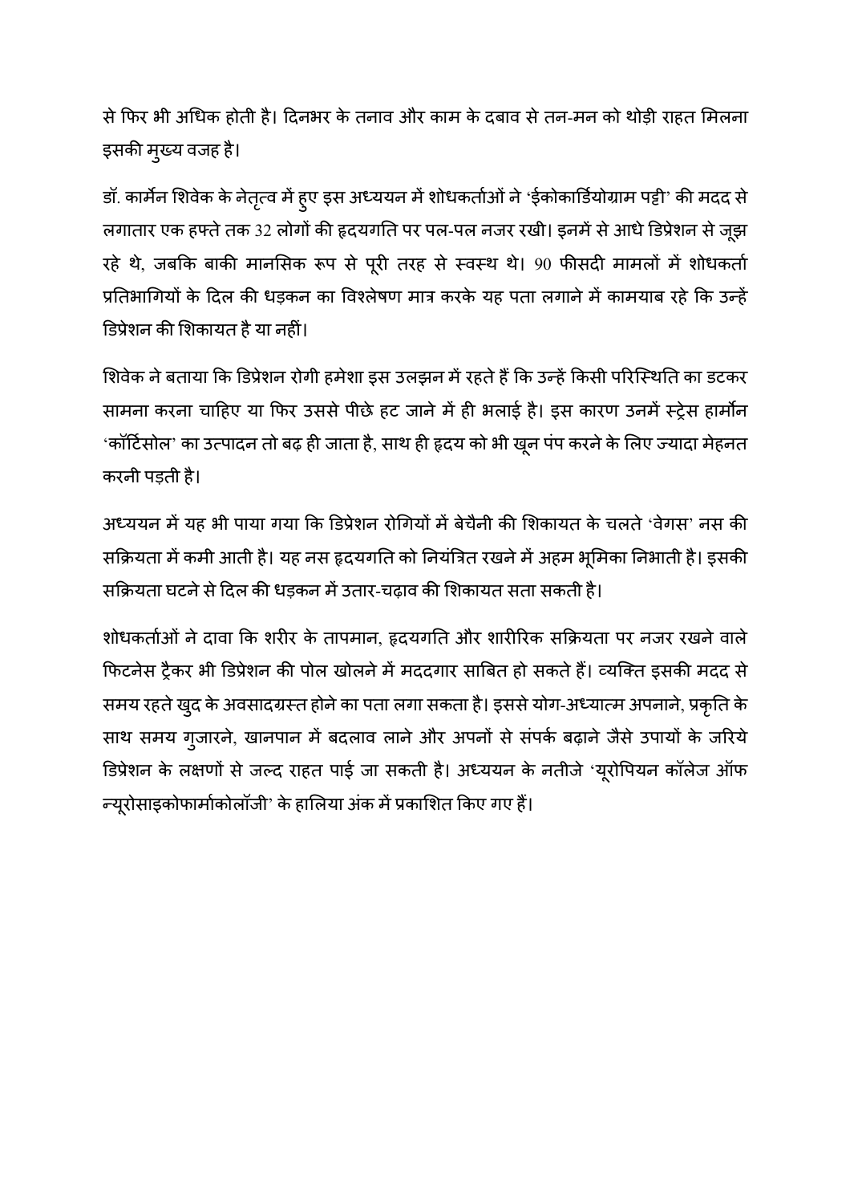से फिर भी अधिक होती है। दिनभर के तनाव और काम के दबाव से तन-मन को थोड़ी राहत मिलना इसकी मुख्य वजह है।

डॉ. कार्मेन शिवेक के नेतृत्व में हुए इस अध्ययन में शोधकर्ताओं ने 'ईकोकार्डियोग्राम पट्टी' की मदद से लगातार एक हफ्ते तक 32 लोगों की हृदयगति पर पल-पल नजर रखी। इनमें से आधे डिप्रेशन से जूझ रहे थे, जबकि बाकी मानसिक रूप से पूरी तरह से स्वस्थ थे। 90 फीसदी मामलों में शोधकर्ता प्रतिभागियों के दिल की धड़कन का विश्लेषण मात्र करके यह पता लगाने में कामयाब रहे कि उन्हें डिप्रेशन की शिकायत है या नहीं।

शिवेक ने बताया कि डिप्रेशन रोगी हमेशा इस उलझन में रहते हैं कि उन्हें किसी परिस्थिति का डटकर सामना करना चाहिए या फिर उससे पीछे हट जाने में ही भलाई है। इस कारण उनमें स्ट्रेस हार्मोन 'कॉर्टिसोल' का उत्पादन तो बढ़ ही जाता है, साथ ही हृदय को भी खून पंप करने के लिए ज्यादा मेहनत करनी पड़ती है।

अध्ययन में यह भी पाया गया कि डिप्रेशन रोगियों में बेचैनी की शिकायत के चलते 'वेगस' नस की सक्रियता में कमी आती है। यह नस हृदयगति को नियंत्रित रखने में अहम भूमिका निभाती है। इसकी सक्रियता घटने से दिल की धड़कन में उतार-चढ़ाव की शिकायत सता सकती है।

शोधकर्ताओं ने दावा कि शरीर के तापमान, हृदयगति और शारीरिक सक्रियता पर नजर रखने वाले फिटनेस ट्रैकर भी डिप्रेशन की पोल खोलने में मददगार साबित हो सकते हैं। व्यक्ति इसकी मदद से समय रहते खुद के अवसादग्रस्त होने का पता लगा सकता है। इससे योग-अध्यात्म अपनाने, प्रकृति के साथ समय गुजारने, खानपान में बदलाव लाने और अपनों से संपर्क बढ़ाने जैसे उपायों के जरिये डिप्रेशन के लक्षणों से जल्द राहत पाई जा सकती है। अध्ययन के नतीजे 'यूरोपियन कॉलेज ऑफ न्यूरोसाइकोफार्माकोलॉजी' के हालिया अंक में प्रकाशित किए गए हैं।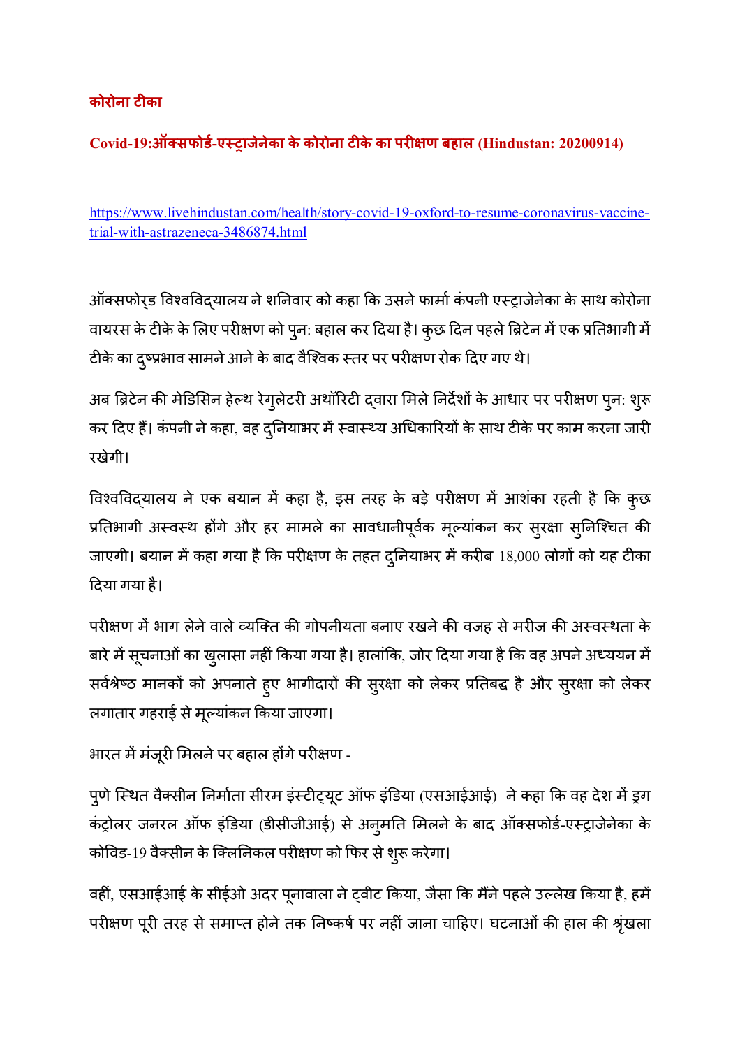**कोरोना टीका**

**Covid-19:ऑक्सफोर्ड-एस्ट्राजेनेका के कोरोना टीके का परीक्षण बहाल (Hindustan: 20200914)**

https://www.livehindustan.com/health/story-covid-19-oxford-to-resume-coronavirus-vaccine-trial-with-astrazeneca-3486874.html

ऑक्सफोर्ड विश्वविद्यालय ने शनिवार को कहा कि उसने फार्मा कंपनी एस्ट्राजेनेका के साथ कोरोना वायरस के टीके के लिए परीक्षण को पुन: बहाल कर दिया है। कुछ दिन पहले ब्रिटेन में एक प्रतिभागी में टीके का दुष्प्रभाव सामने आने के बाद वैश्विक स्तर पर परीक्षण रोक दिए गए थे।

अब ब्रिटेन की मेडिसिन हेल्थ रेगुलेटरी अथॉरिटी द्वारा मिले निर्देशों के आधार पर परीक्षण पुन: शुरू कर दिए हैं। कंपनी ने कहा, वह दुनियाभर में स्वास्थ्य अधिकारियों के साथ टीके पर काम करना जारी रखेगी।

विश्वविद्यालय ने एक बयान में कहा है, इस तरह के बड़े परीक्षण में आशंका रहती है कि कुछ प्रतिभागी अस्वस्थ होंगे और हर मामले का सावधानीपूर्वक मूल्यांकन कर सुरक्षा सुनिश्चित की जाएगी। बयान में कहा गया है कि परीक्षण के तहत दुनियाभर में करीब 18,000 लोगों को यह टीका दिया गया है।

परीक्षण में भाग लेने वाले व्यक्ति की गोपनीयता बनाए रखने की वजह से मरीज की अस्वस्थता के बारे में सूचनाओं का खुलासा नहीं किया गया है। हालांकि, जोर दिया गया है कि वह अपने अध्ययन में सर्वश्रेष्ठ मानकों को अपनाते हुए भागीदारों की सुरक्षा को लेकर प्रतिबद्ध है और सुरक्षा को लेकर लगातार गहराई से मूल्यांकन किया जाएगा।

भारत में मंजूरी मिलने पर बहाल होंगे परीक्षण -

पुणे स्थित वैक्सीन निर्माता सीरम इंस्टीट्यूट ऑफ इंडिया (एसआईआई) ने कहा कि वह देश में ड्रग कंट्रोलर जनरल ऑफ इंडिया (डीसीजीआई) से अनुमति मिलने के बाद ऑक्सफोर्ड-एस्ट्राजेनेका के कोविड-19 वैक्सीन के क्लिनिकल परीक्षण को फिर से शुरू करेगा।

वहीं, एसआईआई के सीईओ अदर पूनावाला ने ट्वीट किया, जैसा कि मैंने पहले उल्लेख किया है, हमें परीक्षण पूरी तरह से समाप्त होने तक निष्कर्ष पर नहीं जाना चाहिए। घटनाओं की हाल की श्रृंखला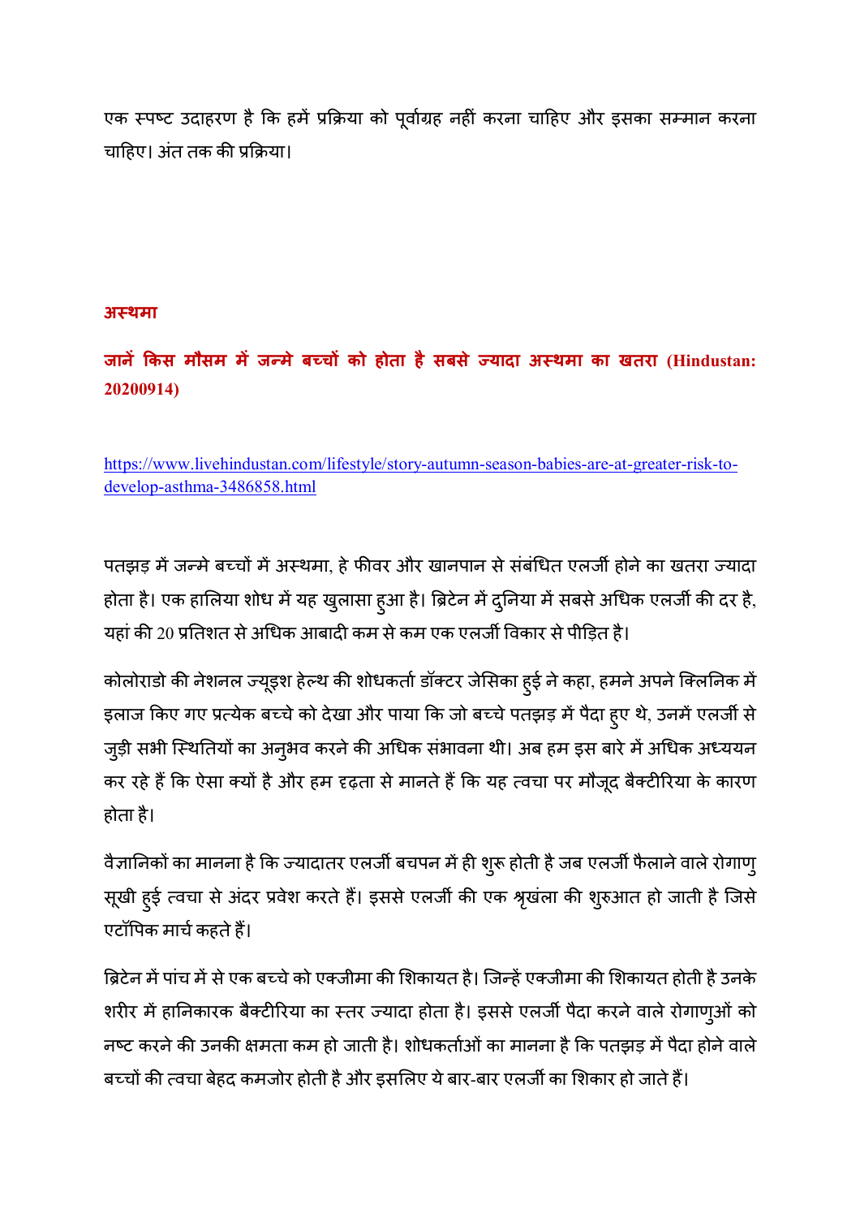एक स्पष्ट उदाहरण है कि हमें प्रक्रिया को पूर्वाग्रह नहीं करना चाहिए और इसका सम्मान करना चाहिए। अंत तक की प्रक्रिया।

## अस्थमा

### जानें किस मौसम में जन्मे बच्चों को होता है सबसे ज्यादा अस्थमा का खतरा (Hindustan: 20200914)

https://www.livehindustan.com/lifestyle/story-autumn-season-babies-are-at-greater-risk-to-develop-asthma-3486858.html

पतझड़ में जन्मे बच्चों में अस्थमा, हे फीवर और खानपान से संबंधित एलर्जी होने का खतरा ज्यादा होता है। एक हालिया शोध में यह खुलासा हुआ है। ब्रिटेन में दुनिया में सबसे अधिक एलर्जी की दर है, यहां की 20 प्रतिशत से अधिक आबादी कम से कम एक एलर्जी विकार से पीड़ित है।

कोलोराडो की नेशनल ज्यूइश हेल्थ की शोधकर्ता डॉक्टर जेसिका हुई ने कहा, हमने अपने क्लिनिक में इलाज किए गए प्रत्येक बच्चे को देखा और पाया कि जो बच्चे पतझड़ में पैदा हुए थे, उनमें एलर्जी से जुड़ी सभी स्थितियों का अनुभव करने की अधिक संभावना थी। अब हम इस बारे में अधिक अध्ययन कर रहे हैं कि ऐसा क्यों है और हम दृढ़ता से मानते हैं कि यह त्वचा पर मौजूद बैक्टीरिया के कारण होता है।

वैज्ञानिकों का मानना है कि ज्यादातर एलर्जी बचपन में ही शुरू होती है जब एलर्जी फैलाने वाले रोगाणु सूखी हुई त्वचा से अंदर प्रवेश करते हैं। इससे एलर्जी की एक श्रृंखला की शुरुआत हो जाती है जिसे एटॉपिक मार्च कहते हैं।

ब्रिटेन में पांच में से एक बच्चे को एक्जीमा की शिकायत है। जिन्हें एक्जीमा की शिकायत होती है उनके शरीर में हानिकारक बैक्टीरिया का स्तर ज्यादा होता है। इससे एलर्जी पैदा करने वाले रोगाणुओं को नष्ट करने की उनकी क्षमता कम हो जाती है। शोधकर्ताओं का मानना है कि पतझड़ में पैदा होने वाले बच्चों की त्वचा बेहद कमजोर होती है और इसलिए ये बार-बार एलर्जी का शिकार हो जाते हैं।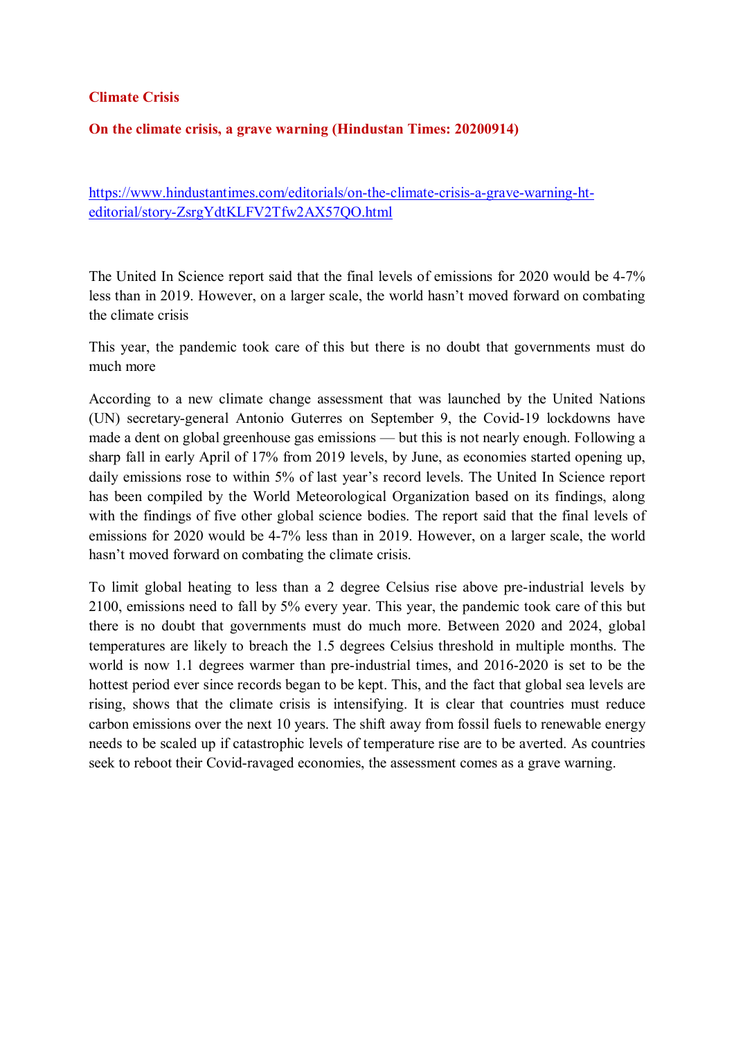**Climate Crisis**

**On the climate crisis, a grave warning (Hindustan Times: 20200914)**

https://www.hindustantimes.com/editorials/on-the-climate-crisis-a-grave-warning-ht-editorial/story-ZsrgYdtKLFV2Tfw2AX57QO.html

The United In Science report said that the final levels of emissions for 2020 would be 4-7% less than in 2019. However, on a larger scale, the world hasn't moved forward on combating the climate crisis

This year, the pandemic took care of this but there is no doubt that governments must do much more

According to a new climate change assessment that was launched by the United Nations (UN) secretary-general Antonio Guterres on September 9, the Covid-19 lockdowns have made a dent on global greenhouse gas emissions — but this is not nearly enough. Following a sharp fall in early April of 17% from 2019 levels, by June, as economies started opening up, daily emissions rose to within 5% of last year's record levels. The United In Science report has been compiled by the World Meteorological Organization based on its findings, along with the findings of five other global science bodies. The report said that the final levels of emissions for 2020 would be 4-7% less than in 2019. However, on a larger scale, the world hasn't moved forward on combating the climate crisis.

To limit global heating to less than a 2 degree Celsius rise above pre-industrial levels by 2100, emissions need to fall by 5% every year. This year, the pandemic took care of this but there is no doubt that governments must do much more. Between 2020 and 2024, global temperatures are likely to breach the 1.5 degrees Celsius threshold in multiple months. The world is now 1.1 degrees warmer than pre-industrial times, and 2016-2020 is set to be the hottest period ever since records began to be kept. This, and the fact that global sea levels are rising, shows that the climate crisis is intensifying. It is clear that countries must reduce carbon emissions over the next 10 years. The shift away from fossil fuels to renewable energy needs to be scaled up if catastrophic levels of temperature rise are to be averted. As countries seek to reboot their Covid-ravaged economies, the assessment comes as a grave warning.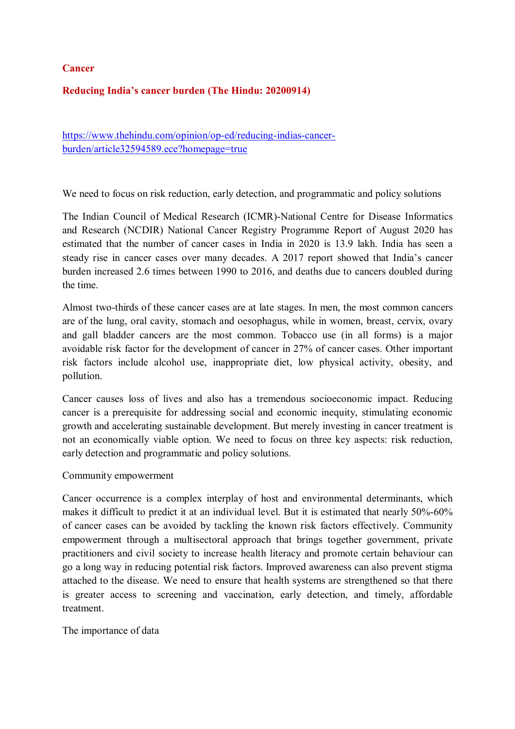# Cancer

## Reducing India's cancer burden (The Hindu: 20200914)

[https://www.thehindu.com/opinion/op-ed/reducing-indias-cancer-burden/article32594589.ece?homepage=true](https://www.thehindu.com/opinion/op-ed/reducing-indias-cancer-burden/article32594589.ece?homepage=true)

We need to focus on risk reduction, early detection, and programmatic and policy solutions

The Indian Council of Medical Research (ICMR)-National Centre for Disease Informatics and Research (NCDIR) National Cancer Registry Programme Report of August 2020 has estimated that the number of cancer cases in India in 2020 is 13.9 lakh. India has seen a steady rise in cancer cases over many decades. A 2017 report showed that India's cancer burden increased 2.6 times between 1990 to 2016, and deaths due to cancers doubled during the time.

Almost two-thirds of these cancer cases are at late stages. In men, the most common cancers are of the lung, oral cavity, stomach and oesophagus, while in women, breast, cervix, ovary and gall bladder cancers are the most common. Tobacco use (in all forms) is a major avoidable risk factor for the development of cancer in 27% of cancer cases. Other important risk factors include alcohol use, inappropriate diet, low physical activity, obesity, and pollution.

Cancer causes loss of lives and also has a tremendous socioeconomic impact. Reducing cancer is a prerequisite for addressing social and economic inequity, stimulating economic growth and accelerating sustainable development. But merely investing in cancer treatment is not an economically viable option. We need to focus on three key aspects: risk reduction, early detection and programmatic and policy solutions.

### Community empowerment

Cancer occurrence is a complex interplay of host and environmental determinants, which makes it difficult to predict it at an individual level. But it is estimated that nearly 50%-60% of cancer cases can be avoided by tackling the known risk factors effectively. Community empowerment through a multisectoral approach that brings together government, private practitioners and civil society to increase health literacy and promote certain behaviour can go a long way in reducing potential risk factors. Improved awareness can also prevent stigma attached to the disease. We need to ensure that health systems are strengthened so that there is greater access to screening and vaccination, early detection, and timely, affordable treatment.

### The importance of data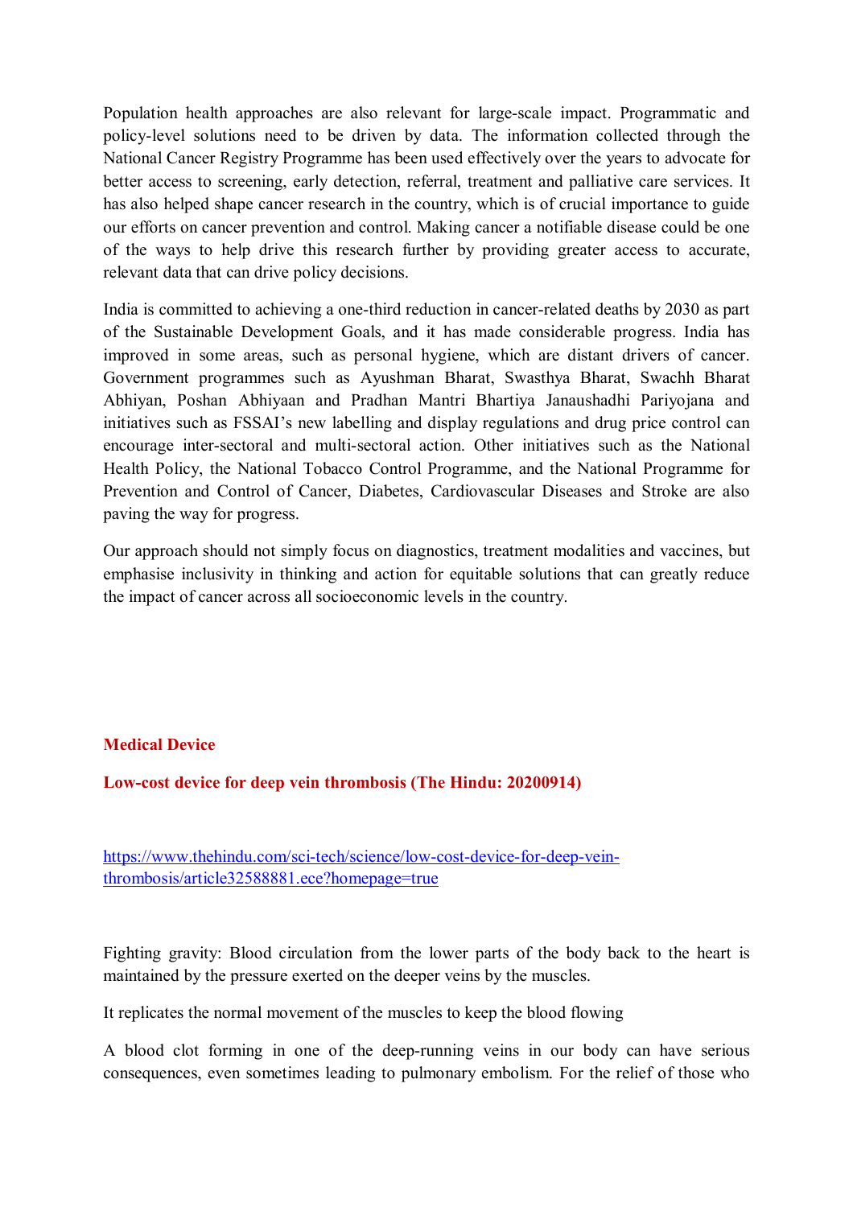Population health approaches are also relevant for large-scale impact. Programmatic and policy-level solutions need to be driven by data. The information collected through the National Cancer Registry Programme has been used effectively over the years to advocate for better access to screening, early detection, referral, treatment and palliative care services. It has also helped shape cancer research in the country, which is of crucial importance to guide our efforts on cancer prevention and control. Making cancer a notifiable disease could be one of the ways to help drive this research further by providing greater access to accurate, relevant data that can drive policy decisions.

India is committed to achieving a one-third reduction in cancer-related deaths by 2030 as part of the Sustainable Development Goals, and it has made considerable progress. India has improved in some areas, such as personal hygiene, which are distant drivers of cancer. Government programmes such as Ayushman Bharat, Swasthya Bharat, Swachh Bharat Abhiyan, Poshan Abhiyaan and Pradhan Mantri Bhartiya Janaushadhi Pariyojana and initiatives such as FSSAI's new labelling and display regulations and drug price control can encourage inter-sectoral and multi-sectoral action. Other initiatives such as the National Health Policy, the National Tobacco Control Programme, and the National Programme for Prevention and Control of Cancer, Diabetes, Cardiovascular Diseases and Stroke are also paving the way for progress.

Our approach should not simply focus on diagnostics, treatment modalities and vaccines, but emphasise inclusivity in thinking and action for equitable solutions that can greatly reduce the impact of cancer across all socioeconomic levels in the country.

## Medical Device

### Low-cost device for deep vein thrombosis (The Hindu: 20200914)

[https://www.thehindu.com/sci-tech/science/low-cost-device-for-deep-vein-thrombosis/article32588881.ece?homepage=true](https://www.thehindu.com/sci-tech/science/low-cost-device-for-deep-vein-thrombosis/article32588881.ece?homepage=true)

Fighting gravity: Blood circulation from the lower parts of the body back to the heart is maintained by the pressure exerted on the deeper veins by the muscles.

It replicates the normal movement of the muscles to keep the blood flowing

A blood clot forming in one of the deep-running veins in our body can have serious consequences, even sometimes leading to pulmonary embolism. For the relief of those who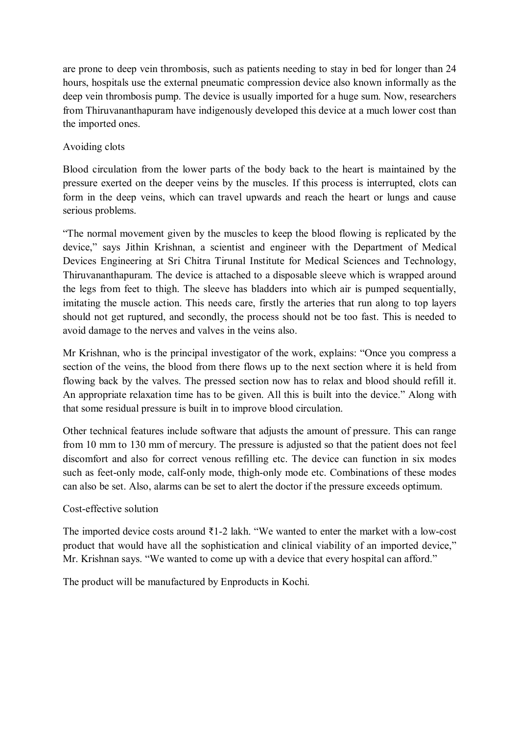are prone to deep vein thrombosis, such as patients needing to stay in bed for longer than 24 hours, hospitals use the external pneumatic compression device also known informally as the deep vein thrombosis pump. The device is usually imported for a huge sum. Now, researchers from Thiruvananthapuram have indigenously developed this device at a much lower cost than the imported ones.

## Avoiding clots

Blood circulation from the lower parts of the body back to the heart is maintained by the pressure exerted on the deeper veins by the muscles. If this process is interrupted, clots can form in the deep veins, which can travel upwards and reach the heart or lungs and cause serious problems.

"The normal movement given by the muscles to keep the blood flowing is replicated by the device," says Jithin Krishnan, a scientist and engineer with the Department of Medical Devices Engineering at Sri Chitra Tirunal Institute for Medical Sciences and Technology, Thiruvananthapuram. The device is attached to a disposable sleeve which is wrapped around the legs from feet to thigh. The sleeve has bladders into which air is pumped sequentially, imitating the muscle action. This needs care, firstly the arteries that run along to top layers should not get ruptured, and secondly, the process should not be too fast. This is needed to avoid damage to the nerves and valves in the veins also.

Mr Krishnan, who is the principal investigator of the work, explains: "Once you compress a section of the veins, the blood from there flows up to the next section where it is held from flowing back by the valves. The pressed section now has to relax and blood should refill it. An appropriate relaxation time has to be given. All this is built into the device." Along with that some residual pressure is built in to improve blood circulation.

Other technical features include software that adjusts the amount of pressure. This can range from 10 mm to 130 mm of mercury. The pressure is adjusted so that the patient does not feel discomfort and also for correct venous refilling etc. The device can function in six modes such as feet-only mode, calf-only mode, thigh-only mode etc. Combinations of these modes can also be set. Also, alarms can be set to alert the doctor if the pressure exceeds optimum.

## Cost-effective solution

The imported device costs around ₹1-2 lakh. "We wanted to enter the market with a low-cost product that would have all the sophistication and clinical viability of an imported device," Mr. Krishnan says. "We wanted to come up with a device that every hospital can afford."

The product will be manufactured by Enproducts in Kochi.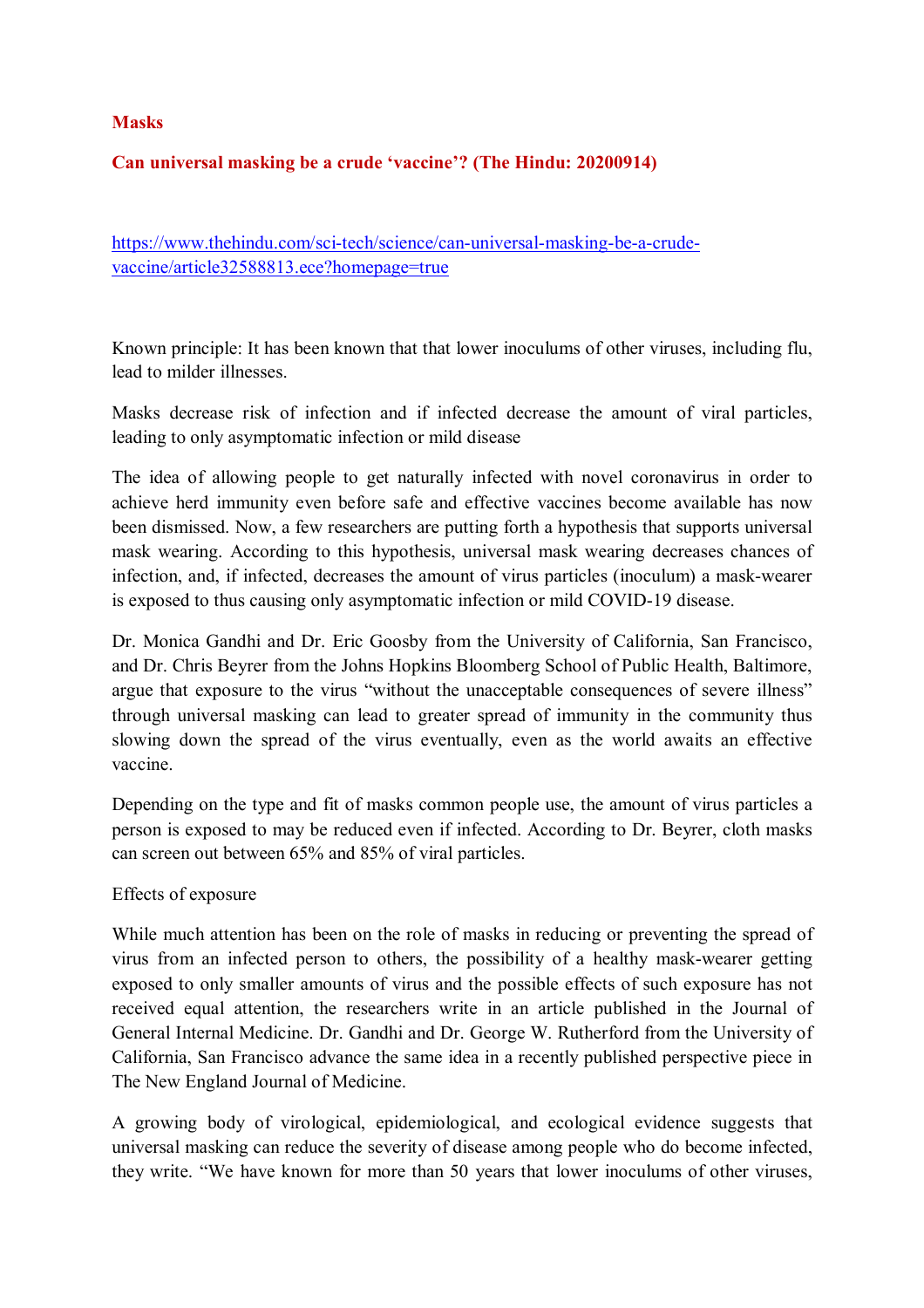**Masks**

**Can universal masking be a crude 'vaccine'? (The Hindu: 20200914)**

https://www.thehindu.com/sci-tech/science/can-universal-masking-be-a-crude-vaccine/article32588813.ece?homepage=true

Known principle: It has been known that that lower inoculums of other viruses, including flu, lead to milder illnesses.

Masks decrease risk of infection and if infected decrease the amount of viral particles, leading to only asymptomatic infection or mild disease

The idea of allowing people to get naturally infected with novel coronavirus in order to achieve herd immunity even before safe and effective vaccines become available has now been dismissed. Now, a few researchers are putting forth a hypothesis that supports universal mask wearing. According to this hypothesis, universal mask wearing decreases chances of infection, and, if infected, decreases the amount of virus particles (inoculum) a mask-wearer is exposed to thus causing only asymptomatic infection or mild COVID-19 disease.

Dr. Monica Gandhi and Dr. Eric Goosby from the University of California, San Francisco, and Dr. Chris Beyrer from the Johns Hopkins Bloomberg School of Public Health, Baltimore, argue that exposure to the virus "without the unacceptable consequences of severe illness" through universal masking can lead to greater spread of immunity in the community thus slowing down the spread of the virus eventually, even as the world awaits an effective vaccine.

Depending on the type and fit of masks common people use, the amount of virus particles a person is exposed to may be reduced even if infected. According to Dr. Beyrer, cloth masks can screen out between 65% and 85% of viral particles.

Effects of exposure

While much attention has been on the role of masks in reducing or preventing the spread of virus from an infected person to others, the possibility of a healthy mask-wearer getting exposed to only smaller amounts of virus and the possible effects of such exposure has not received equal attention, the researchers write in an article published in the Journal of General Internal Medicine. Dr. Gandhi and Dr. George W. Rutherford from the University of California, San Francisco advance the same idea in a recently published perspective piece in The New England Journal of Medicine.

A growing body of virological, epidemiological, and ecological evidence suggests that universal masking can reduce the severity of disease among people who do become infected, they write. "We have known for more than 50 years that lower inoculums of other viruses,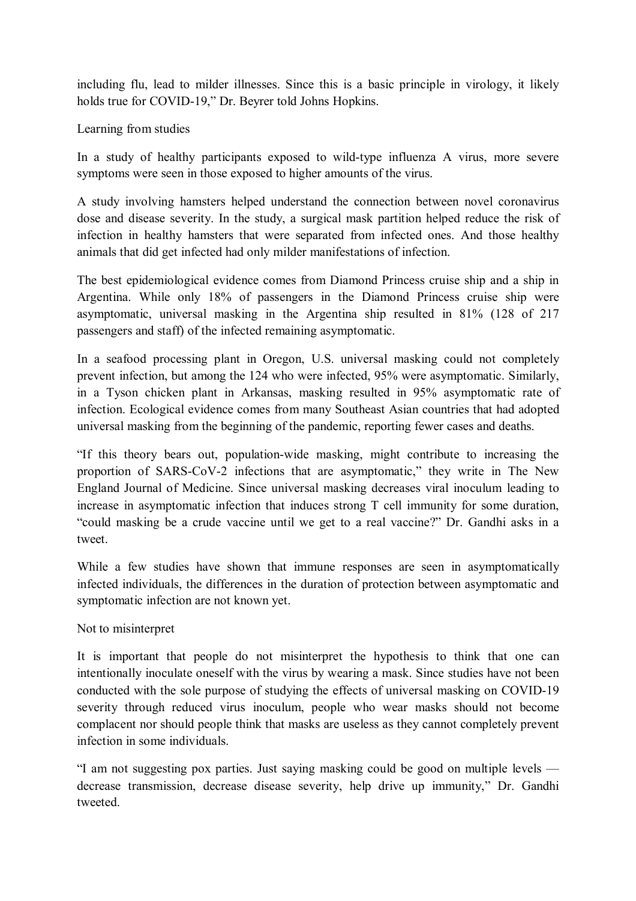including flu, lead to milder illnesses. Since this is a basic principle in virology, it likely holds true for COVID-19," Dr. Beyrer told Johns Hopkins.

## Learning from studies

In a study of healthy participants exposed to wild-type influenza A virus, more severe symptoms were seen in those exposed to higher amounts of the virus.

A study involving hamsters helped understand the connection between novel coronavirus dose and disease severity. In the study, a surgical mask partition helped reduce the risk of infection in healthy hamsters that were separated from infected ones. And those healthy animals that did get infected had only milder manifestations of infection.

The best epidemiological evidence comes from Diamond Princess cruise ship and a ship in Argentina. While only 18% of passengers in the Diamond Princess cruise ship were asymptomatic, universal masking in the Argentina ship resulted in 81% (128 of 217 passengers and staff) of the infected remaining asymptomatic.

In a seafood processing plant in Oregon, U.S. universal masking could not completely prevent infection, but among the 124 who were infected, 95% were asymptomatic. Similarly, in a Tyson chicken plant in Arkansas, masking resulted in 95% asymptomatic rate of infection. Ecological evidence comes from many Southeast Asian countries that had adopted universal masking from the beginning of the pandemic, reporting fewer cases and deaths.

"If this theory bears out, population-wide masking, might contribute to increasing the proportion of SARS-CoV-2 infections that are asymptomatic," they write in The New England Journal of Medicine. Since universal masking decreases viral inoculum leading to increase in asymptomatic infection that induces strong T cell immunity for some duration, "could masking be a crude vaccine until we get to a real vaccine?" Dr. Gandhi asks in a tweet.

While a few studies have shown that immune responses are seen in asymptomatically infected individuals, the differences in the duration of protection between asymptomatic and symptomatic infection are not known yet.

## Not to misinterpret

It is important that people do not misinterpret the hypothesis to think that one can intentionally inoculate oneself with the virus by wearing a mask. Since studies have not been conducted with the sole purpose of studying the effects of universal masking on COVID-19 severity through reduced virus inoculum, people who wear masks should not become complacent nor should people think that masks are useless as they cannot completely prevent infection in some individuals.

"I am not suggesting pox parties. Just saying masking could be good on multiple levels — decrease transmission, decrease disease severity, help drive up immunity," Dr. Gandhi tweeted.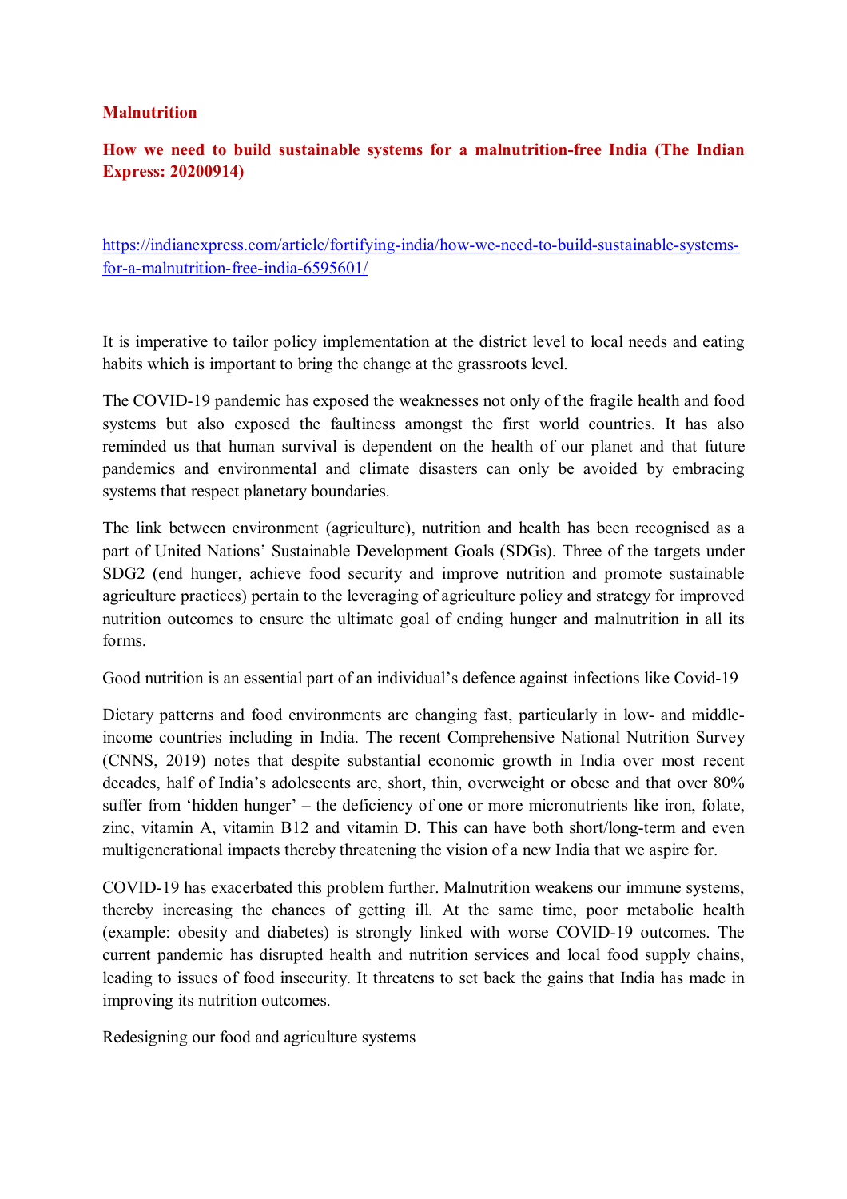## Malnutrition

### How we need to build sustainable systems for a malnutrition-free India (The Indian Express: 20200914)

https://indianexpress.com/article/fortifying-india/how-we-need-to-build-sustainable-systems-for-a-malnutrition-free-india-6595601/

It is imperative to tailor policy implementation at the district level to local needs and eating habits which is important to bring the change at the grassroots level.

The COVID-19 pandemic has exposed the weaknesses not only of the fragile health and food systems but also exposed the faultiness amongst the first world countries. It has also reminded us that human survival is dependent on the health of our planet and that future pandemics and environmental and climate disasters can only be avoided by embracing systems that respect planetary boundaries.

The link between environment (agriculture), nutrition and health has been recognised as a part of United Nations' Sustainable Development Goals (SDGs). Three of the targets under SDG2 (end hunger, achieve food security and improve nutrition and promote sustainable agriculture practices) pertain to the leveraging of agriculture policy and strategy for improved nutrition outcomes to ensure the ultimate goal of ending hunger and malnutrition in all its forms.

Good nutrition is an essential part of an individual's defence against infections like Covid-19

Dietary patterns and food environments are changing fast, particularly in low- and middle-income countries including in India. The recent Comprehensive National Nutrition Survey (CNNS, 2019) notes that despite substantial economic growth in India over most recent decades, half of India's adolescents are, short, thin, overweight or obese and that over 80% suffer from 'hidden hunger' – the deficiency of one or more micronutrients like iron, folate, zinc, vitamin A, vitamin B12 and vitamin D. This can have both short/long-term and even multigenerational impacts thereby threatening the vision of a new India that we aspire for.

COVID-19 has exacerbated this problem further. Malnutrition weakens our immune systems, thereby increasing the chances of getting ill. At the same time, poor metabolic health (example: obesity and diabetes) is strongly linked with worse COVID-19 outcomes. The current pandemic has disrupted health and nutrition services and local food supply chains, leading to issues of food insecurity. It threatens to set back the gains that India has made in improving its nutrition outcomes.

Redesigning our food and agriculture systems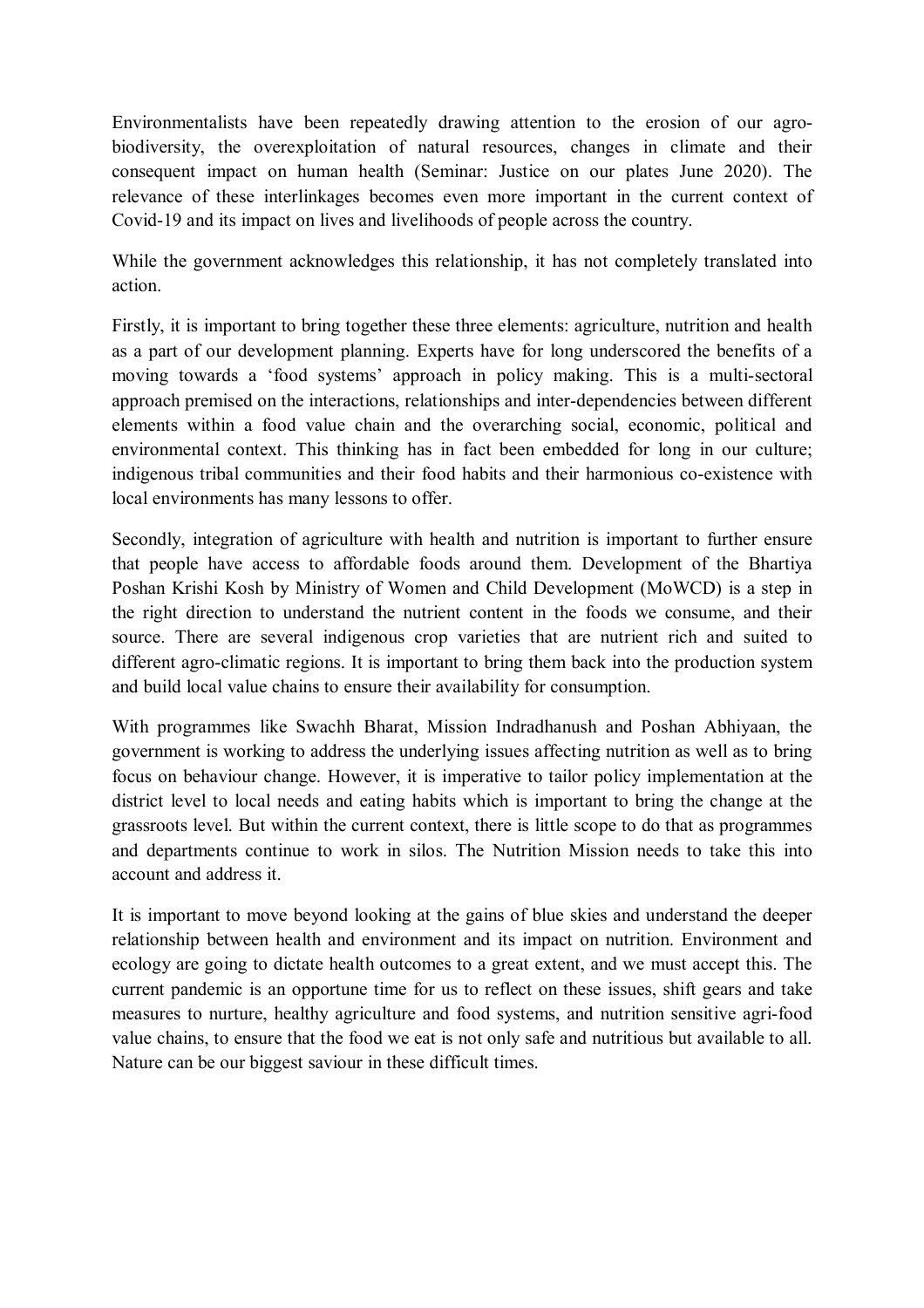Environmentalists have been repeatedly drawing attention to the erosion of our agro-biodiversity, the overexploitation of natural resources, changes in climate and their consequent impact on human health (Seminar: Justice on our plates June 2020). The relevance of these interlinkages becomes even more important in the current context of Covid-19 and its impact on lives and livelihoods of people across the country.

While the government acknowledges this relationship, it has not completely translated into action.

Firstly, it is important to bring together these three elements: agriculture, nutrition and health as a part of our development planning. Experts have for long underscored the benefits of a moving towards a 'food systems' approach in policy making. This is a multi-sectoral approach premised on the interactions, relationships and inter-dependencies between different elements within a food value chain and the overarching social, economic, political and environmental context. This thinking has in fact been embedded for long in our culture; indigenous tribal communities and their food habits and their harmonious co-existence with local environments has many lessons to offer.

Secondly, integration of agriculture with health and nutrition is important to further ensure that people have access to affordable foods around them. Development of the Bhartiya Poshan Krishi Kosh by Ministry of Women and Child Development (MoWCD) is a step in the right direction to understand the nutrient content in the foods we consume, and their source. There are several indigenous crop varieties that are nutrient rich and suited to different agro-climatic regions. It is important to bring them back into the production system and build local value chains to ensure their availability for consumption.

With programmes like Swachh Bharat, Mission Indradhanush and Poshan Abhiyaan, the government is working to address the underlying issues affecting nutrition as well as to bring focus on behaviour change. However, it is imperative to tailor policy implementation at the district level to local needs and eating habits which is important to bring the change at the grassroots level. But within the current context, there is little scope to do that as programmes and departments continue to work in silos. The Nutrition Mission needs to take this into account and address it.

It is important to move beyond looking at the gains of blue skies and understand the deeper relationship between health and environment and its impact on nutrition. Environment and ecology are going to dictate health outcomes to a great extent, and we must accept this. The current pandemic is an opportune time for us to reflect on these issues, shift gears and take measures to nurture, healthy agriculture and food systems, and nutrition sensitive agri-food value chains, to ensure that the food we eat is not only safe and nutritious but available to all. Nature can be our biggest saviour in these difficult times.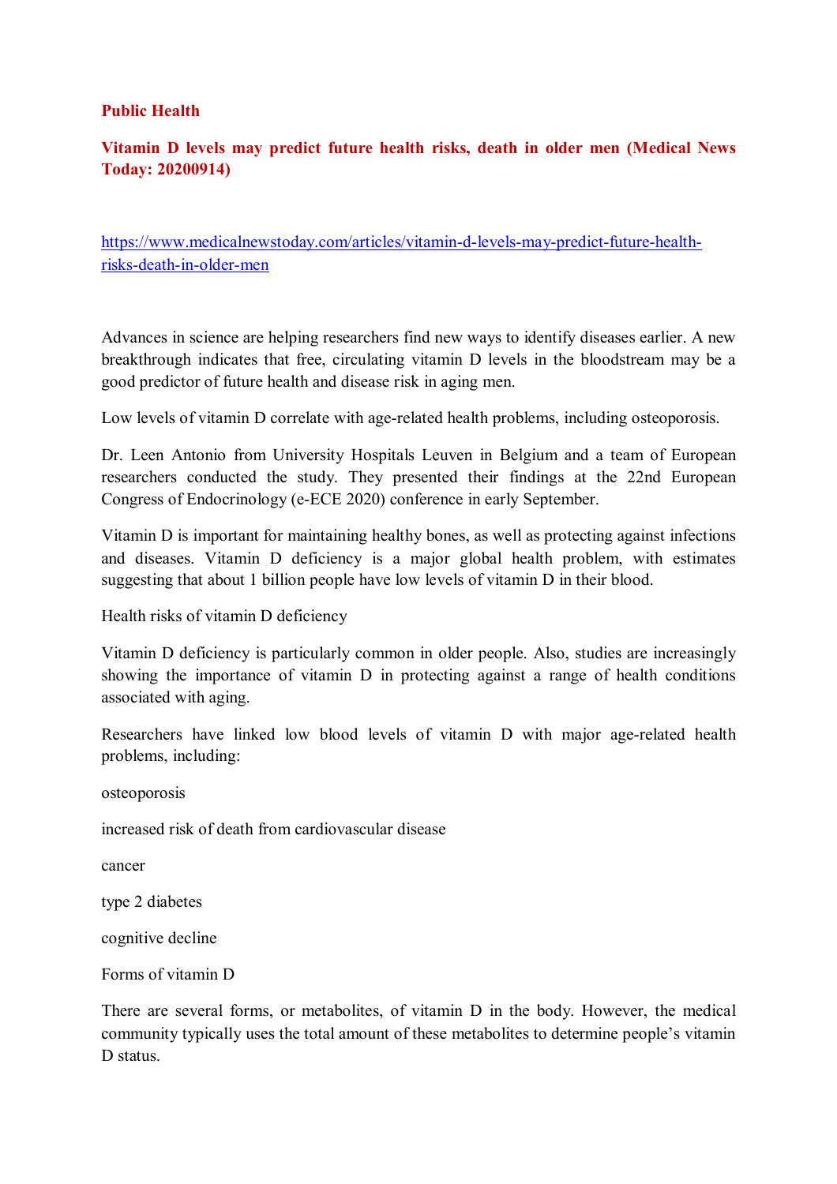**Public Health**

**Vitamin D levels may predict future health risks, death in older men (Medical News Today: 20200914)**

https://www.medicalnewstoday.com/articles/vitamin-d-levels-may-predict-future-health-risks-death-in-older-men

Advances in science are helping researchers find new ways to identify diseases earlier. A new breakthrough indicates that free, circulating vitamin D levels in the bloodstream may be a good predictor of future health and disease risk in aging men.

Low levels of vitamin D correlate with age-related health problems, including osteoporosis.

Dr. Leen Antonio from University Hospitals Leuven in Belgium and a team of European researchers conducted the study. They presented their findings at the 22nd European Congress of Endocrinology (e-ECE 2020) conference in early September.

Vitamin D is important for maintaining healthy bones, as well as protecting against infections and diseases. Vitamin D deficiency is a major global health problem, with estimates suggesting that about 1 billion people have low levels of vitamin D in their blood.

Health risks of vitamin D deficiency

Vitamin D deficiency is particularly common in older people. Also, studies are increasingly showing the importance of vitamin D in protecting against a range of health conditions associated with aging.

Researchers have linked low blood levels of vitamin D with major age-related health problems, including:

osteoporosis

increased risk of death from cardiovascular disease

cancer

type 2 diabetes

cognitive decline

Forms of vitamin D

There are several forms, or metabolites, of vitamin D in the body. However, the medical community typically uses the total amount of these metabolites to determine people's vitamin D status.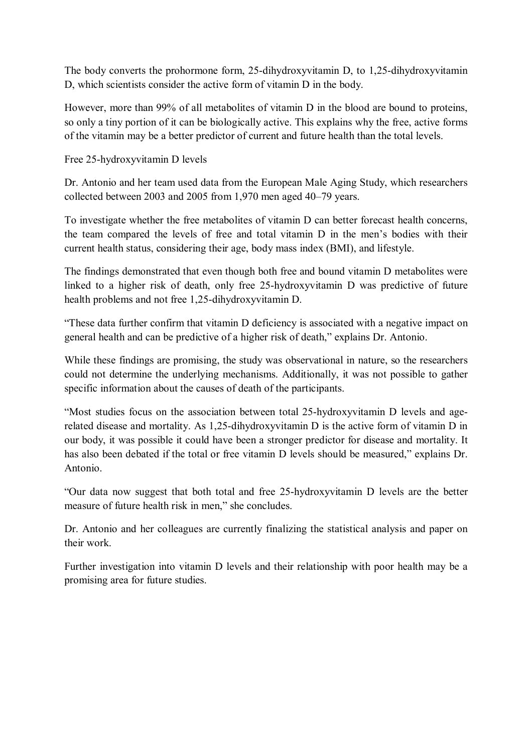The body converts the prohormone form, 25-dihydroxyvitamin D, to 1,25-dihydroxyvitamin D, which scientists consider the active form of vitamin D in the body.

However, more than 99% of all metabolites of vitamin D in the blood are bound to proteins, so only a tiny portion of it can be biologically active. This explains why the free, active forms of the vitamin may be a better predictor of current and future health than the total levels.

Free 25-hydroxyvitamin D levels

Dr. Antonio and her team used data from the European Male Aging Study, which researchers collected between 2003 and 2005 from 1,970 men aged 40–79 years.

To investigate whether the free metabolites of vitamin D can better forecast health concerns, the team compared the levels of free and total vitamin D in the men's bodies with their current health status, considering their age, body mass index (BMI), and lifestyle.

The findings demonstrated that even though both free and bound vitamin D metabolites were linked to a higher risk of death, only free 25-hydroxyvitamin D was predictive of future health problems and not free 1,25-dihydroxyvitamin D.

"These data further confirm that vitamin D deficiency is associated with a negative impact on general health and can be predictive of a higher risk of death," explains Dr. Antonio.

While these findings are promising, the study was observational in nature, so the researchers could not determine the underlying mechanisms. Additionally, it was not possible to gather specific information about the causes of death of the participants.

"Most studies focus on the association between total 25-hydroxyvitamin D levels and age-related disease and mortality. As 1,25-dihydroxyvitamin D is the active form of vitamin D in our body, it was possible it could have been a stronger predictor for disease and mortality. It has also been debated if the total or free vitamin D levels should be measured," explains Dr. Antonio.

"Our data now suggest that both total and free 25-hydroxyvitamin D levels are the better measure of future health risk in men," she concludes.

Dr. Antonio and her colleagues are currently finalizing the statistical analysis and paper on their work.

Further investigation into vitamin D levels and their relationship with poor health may be a promising area for future studies.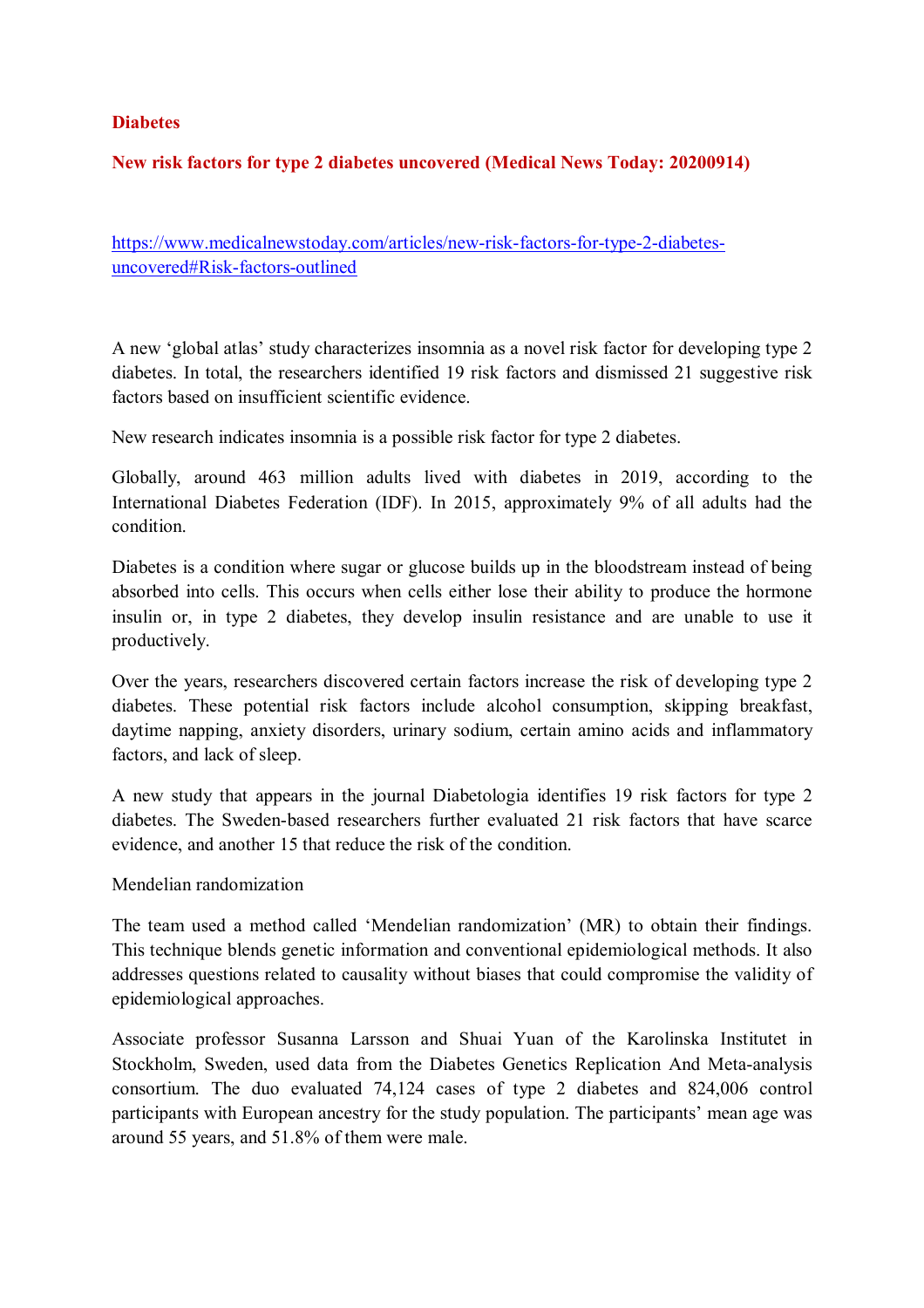**Diabetes**

**New risk factors for type 2 diabetes uncovered (Medical News Today: 20200914)**

https://www.medicalnewstoday.com/articles/new-risk-factors-for-type-2-diabetes-uncovered#Risk-factors-outlined

A new 'global atlas' study characterizes insomnia as a novel risk factor for developing type 2 diabetes. In total, the researchers identified 19 risk factors and dismissed 21 suggestive risk factors based on insufficient scientific evidence.

New research indicates insomnia is a possible risk factor for type 2 diabetes.

Globally, around 463 million adults lived with diabetes in 2019, according to the International Diabetes Federation (IDF). In 2015, approximately 9% of all adults had the condition.

Diabetes is a condition where sugar or glucose builds up in the bloodstream instead of being absorbed into cells. This occurs when cells either lose their ability to produce the hormone insulin or, in type 2 diabetes, they develop insulin resistance and are unable to use it productively.

Over the years, researchers discovered certain factors increase the risk of developing type 2 diabetes. These potential risk factors include alcohol consumption, skipping breakfast, daytime napping, anxiety disorders, urinary sodium, certain amino acids and inflammatory factors, and lack of sleep.

A new study that appears in the journal Diabetologia identifies 19 risk factors for type 2 diabetes. The Sweden-based researchers further evaluated 21 risk factors that have scarce evidence, and another 15 that reduce the risk of the condition.

Mendelian randomization

The team used a method called 'Mendelian randomization' (MR) to obtain their findings. This technique blends genetic information and conventional epidemiological methods. It also addresses questions related to causality without biases that could compromise the validity of epidemiological approaches.

Associate professor Susanna Larsson and Shuai Yuan of the Karolinska Institutet in Stockholm, Sweden, used data from the Diabetes Genetics Replication And Meta-analysis consortium. The duo evaluated 74,124 cases of type 2 diabetes and 824,006 control participants with European ancestry for the study population. The participants' mean age was around 55 years, and 51.8% of them were male.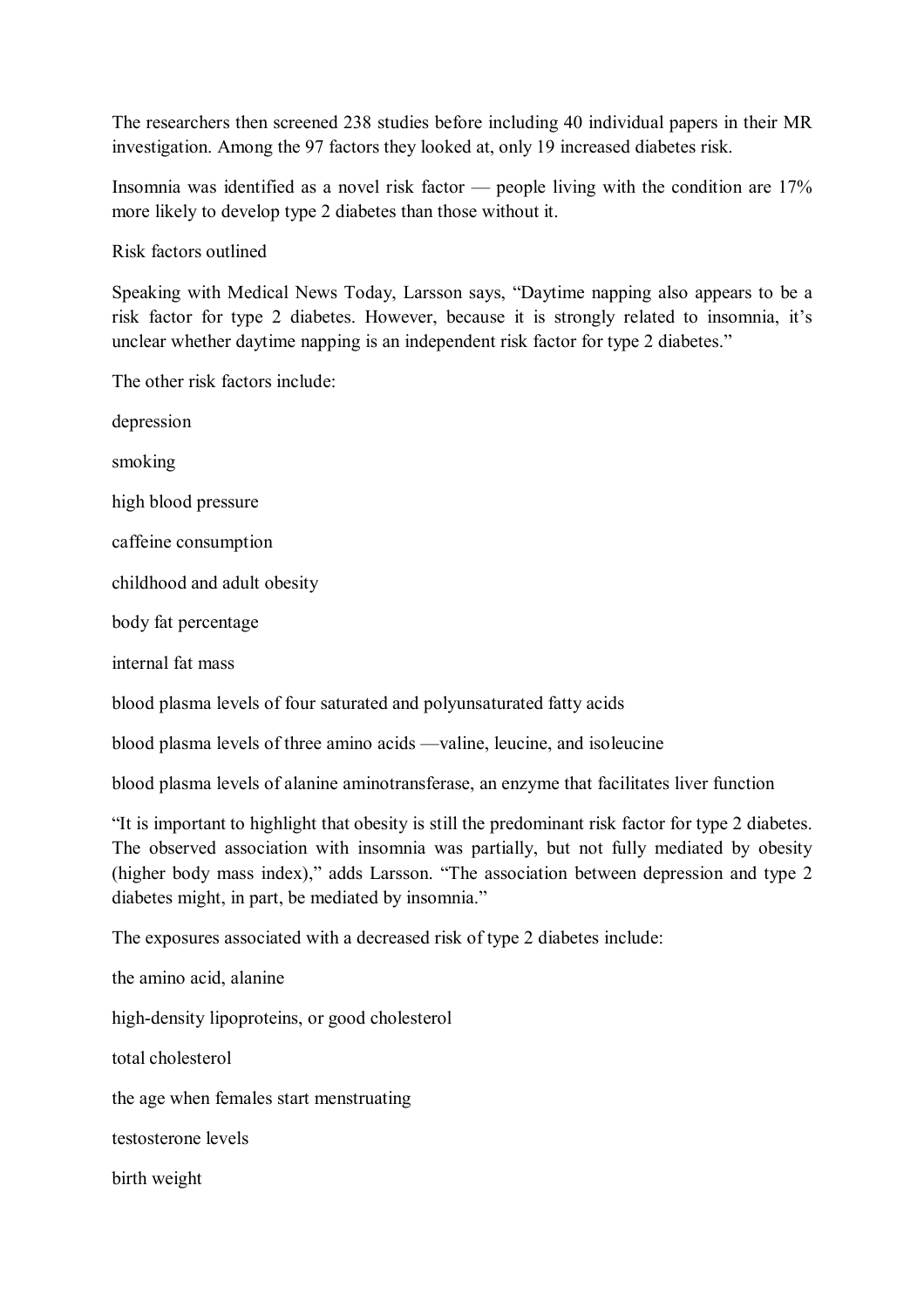The researchers then screened 238 studies before including 40 individual papers in their MR investigation. Among the 97 factors they looked at, only 19 increased diabetes risk.

Insomnia was identified as a novel risk factor — people living with the condition are 17% more likely to develop type 2 diabetes than those without it.

## Risk factors outlined

Speaking with Medical News Today, Larsson says, "Daytime napping also appears to be a risk factor for type 2 diabetes. However, because it is strongly related to insomnia, it's unclear whether daytime napping is an independent risk factor for type 2 diabetes."

The other risk factors include:

- depression
- smoking
- high blood pressure
- caffeine consumption
- childhood and adult obesity
- body fat percentage
- internal fat mass
- blood plasma levels of four saturated and polyunsaturated fatty acids
- blood plasma levels of three amino acids —valine, leucine, and isoleucine
- blood plasma levels of alanine aminotransferase, an enzyme that facilitates liver function

"It is important to highlight that obesity is still the predominant risk factor for type 2 diabetes. The observed association with insomnia was partially, but not fully mediated by obesity (higher body mass index)," adds Larsson. "The association between depression and type 2 diabetes might, in part, be mediated by insomnia."

The exposures associated with a decreased risk of type 2 diabetes include:

- the amino acid, alanine
- high-density lipoproteins, or good cholesterol
- total cholesterol
- the age when females start menstruating
- testosterone levels
- birth weight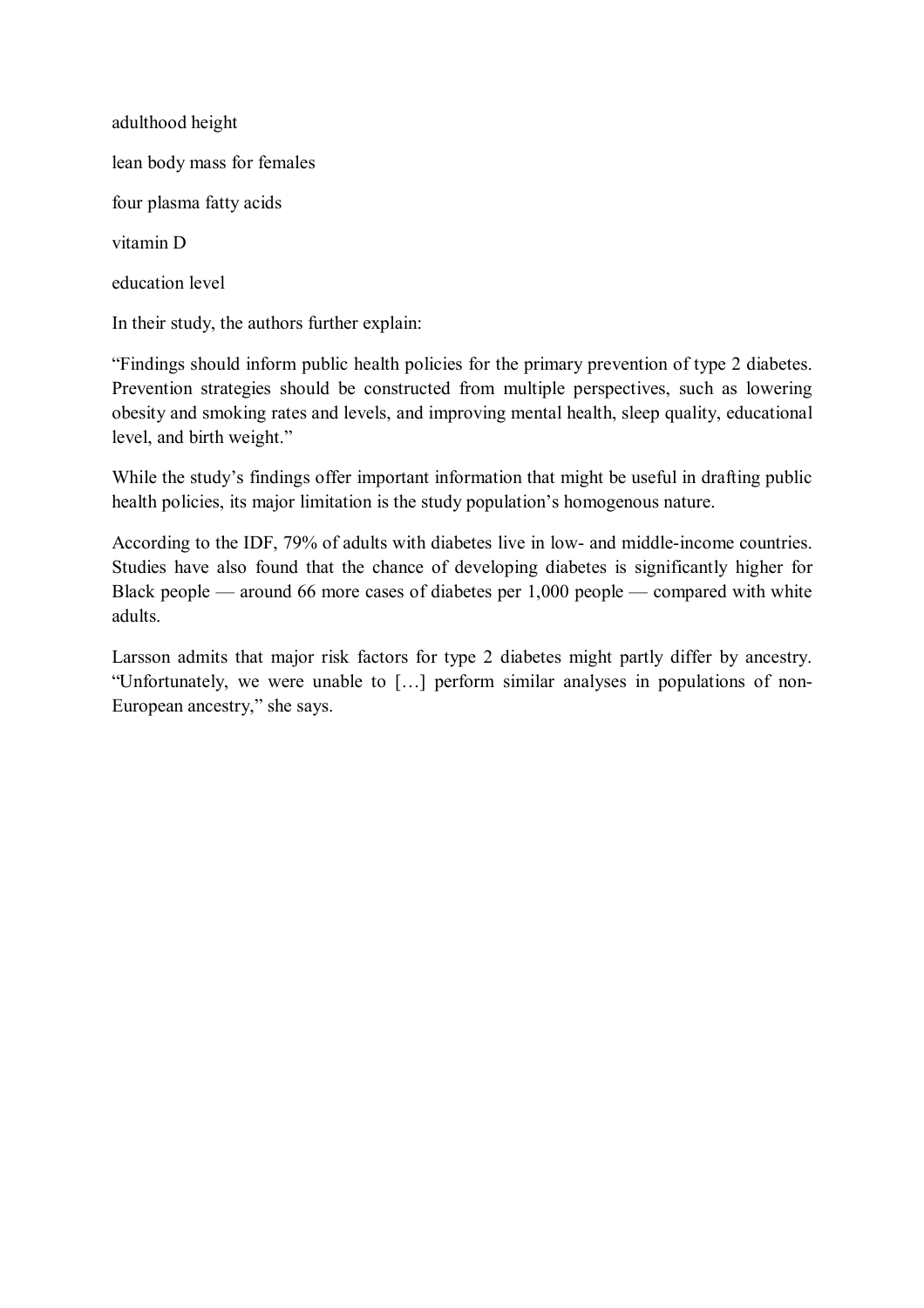adulthood height

lean body mass for females

four plasma fatty acids

vitamin D

education level

In their study, the authors further explain:

"Findings should inform public health policies for the primary prevention of type 2 diabetes. Prevention strategies should be constructed from multiple perspectives, such as lowering obesity and smoking rates and levels, and improving mental health, sleep quality, educational level, and birth weight."

While the study's findings offer important information that might be useful in drafting public health policies, its major limitation is the study population's homogenous nature.

According to the IDF, 79% of adults with diabetes live in low- and middle-income countries. Studies have also found that the chance of developing diabetes is significantly higher for Black people — around 66 more cases of diabetes per 1,000 people — compared with white adults.

Larsson admits that major risk factors for type 2 diabetes might partly differ by ancestry. "Unfortunately, we were unable to […] perform similar analyses in populations of non-European ancestry," she says.